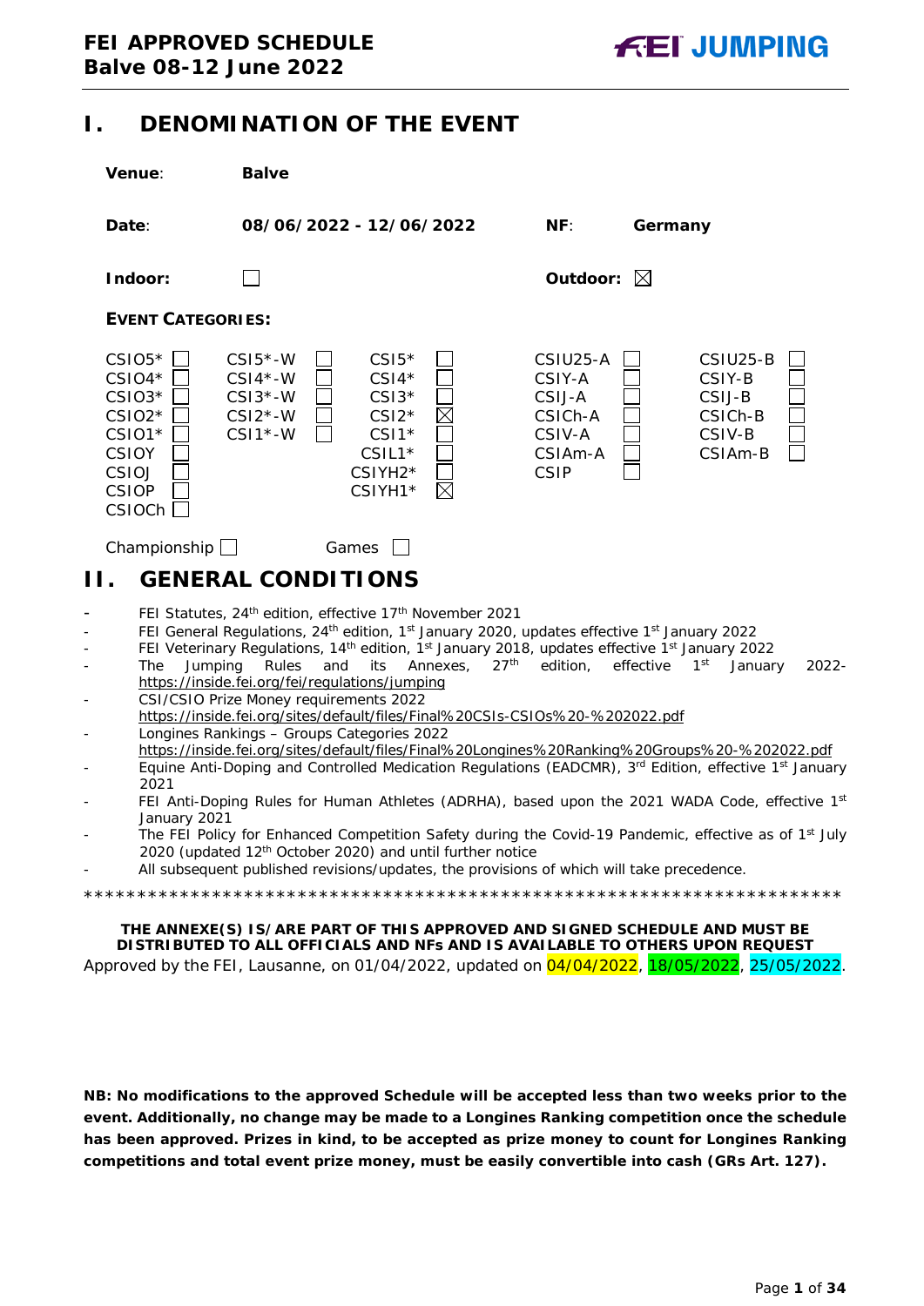# I. DENOMINATION OF THE EVENT

**Venue**: **Balve**

**Date**: **08/06/2022 - 12/06/2022** **NF**: **Germany**

**Indoor**: ☐ **Outdoor**: ☒

**EVENT CATEGORIES:**

| | | | | | | | | | |
|---|---|---|---|---|---|---|---|---|---|
| CSIO5* | ☐ | CSI5*-W | ☐ | CSI5* | ☐ | CSIU25-A | ☐ | CSIU25-B | ☐ |
| CSIO4* | ☐ | CSI4*-W | ☐ | CSI4* | ☐ | CSIY-A | ☐ | CSIY-B | ☐ |
| CSIO3* | ☐ | CSI3*-W | ☐ | CSI3* | ☐ | CSIJ-A | ☐ | CSIJ-B | ☐ |
| CSIO2* | ☐ | CSI2*-W | ☐ | CSI2* | ☒ | CSICh-A | ☐ | CSICh-B | ☐ |
| CSIO1* | ☐ | CSI1*-W | ☐ | CSI1* | ☐ | CSIV-A | ☐ | CSIV-B | ☐ |
| CSIOY | ☐ | | | CSIL1* | ☐ | CSIAm-A | ☐ | CSIAm-B | ☐ |
| CSIOJ | ☐ | | | CSIYH2* | ☐ | CSIP | ☐ | | |
| CSIOP | ☐ | | | CSIYH1* | ☒ | | | | |
| CSIOCh | ☐ | | | | | | | | |

Championship ☐ Games ☐

# II. GENERAL CONDITIONS

- FEI Statutes, 24th edition, effective 17th November 2021
- FEI General Regulations, 24th edition, 1st January 2020, updates effective 1st January 2022
- FEI Veterinary Regulations, 14th edition, 1st January 2018, updates effective 1st January 2022
- The Jumping Rules and its Annexes, 27th edition, effective 1st January 2022- https://inside.fei.org/fei/regulations/jumping
- CSI/CSIO Prize Money requirements 2022 https://inside.fei.org/sites/default/files/Final%20CSIs-CSIOs%20-%202022.pdf
- Longines Rankings – Groups Categories 2022 https://inside.fei.org/sites/default/files/Final%20Longines%20Ranking%20Groups%20-%202022.pdf
- Equine Anti-Doping and Controlled Medication Regulations (EADCMR), 3rd Edition, effective 1st January 2021
- FEI Anti-Doping Rules for Human Athletes (ADRHA), based upon the 2021 WADA Code, effective 1st January 2021
- The FEI Policy for Enhanced Competition Safety during the Covid-19 Pandemic, effective as of 1st July 2020 (updated 12th October 2020) and until further notice
- All subsequent published revisions/updates, the provisions of which will take precedence.

*************************************************************************

**THE ANNEXE(S) IS/ARE PART OF THIS APPROVED AND SIGNED SCHEDULE AND MUST BE DISTRIBUTED TO ALL OFFICIALS AND NFs AND IS AVAILABLE TO OTHERS UPON REQUEST**

Approved by the FEI, Lausanne, on 01/04/2022, updated on 04/04/2022, 18/05/2022, 25/05/2022.

**NB: No modifications to the approved Schedule will be accepted less than two weeks prior to the event. Additionally, no change may be made to a Longines Ranking competition once the schedule has been approved. Prizes in kind, to be accepted as prize money to count for Longines Ranking competitions and total event prize money, must be easily convertible into cash (GRs Art. 127).**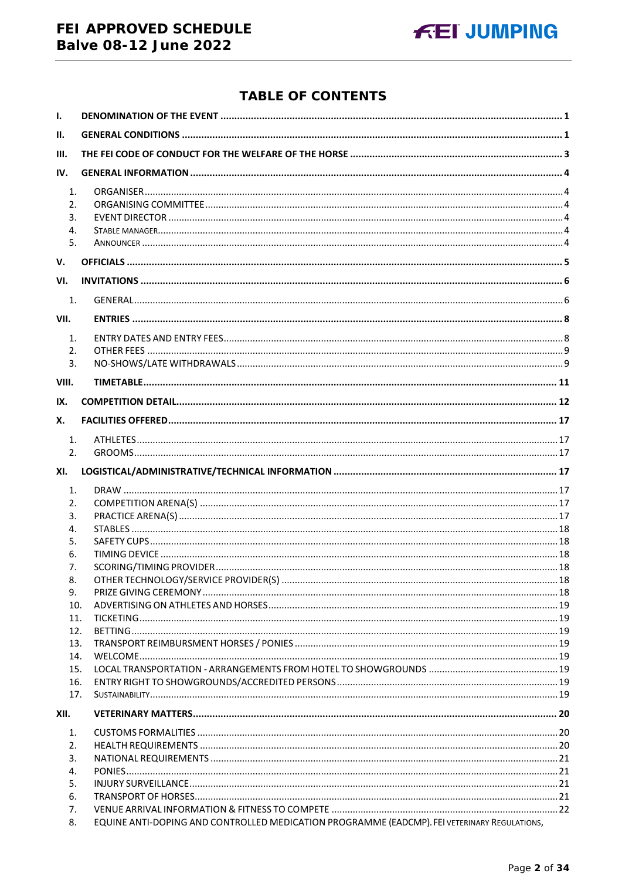# TABLE OF CONTENTS

- I. DENOMINATION OF THE EVENT ........ 1
- II. GENERAL CONDITIONS ........ 1
- III. THE FEI CODE OF CONDUCT FOR THE WELFARE OF THE HORSE ........ 3
- IV. GENERAL INFORMATION ........ 4
  - 1. ORGANISER ........ 4
  - 2. ORGANISING COMMITTEE ........ 4
  - 3. EVENT DIRECTOR ........ 4
  - 4. STABLE MANAGER ........ 4
  - 5. ANNOUNCER ........ 4
- V. OFFICIALS ........ 5
- VI. INVITATIONS ........ 6
  - 1. GENERAL ........ 6
- VII. ENTRIES ........ 8
  - 1. ENTRY DATES AND ENTRY FEES ........ 8
  - 2. OTHER FEES ........ 9
  - 3. NO-SHOWS/LATE WITHDRAWALS ........ 9
- VIII. TIMETABLE ........ 11
- IX. COMPETITION DETAIL ........ 12
- X. FACILITIES OFFERED ........ 17
  - 1. ATHLETES ........ 17
  - 2. GROOMS ........ 17
- XI. LOGISTICAL/ADMINISTRATIVE/TECHNICAL INFORMATION ........ 17
  - 1. DRAW ........ 17
  - 2. COMPETITION ARENA(S) ........ 17
  - 3. PRACTICE ARENA(S) ........ 17
  - 4. STABLES ........ 18
  - 5. SAFETY CUPS ........ 18
  - 6. TIMING DEVICE ........ 18
  - 7. SCORING/TIMING PROVIDER ........ 18
  - 8. OTHER TECHNOLOGY/SERVICE PROVIDER(S) ........ 18
  - 9. PRIZE GIVING CEREMONY ........ 18
  - 10. ADVERTISING ON ATHLETES AND HORSES ........ 19
  - 11. TICKETING ........ 19
  - 12. BETTING ........ 19
  - 13. TRANSPORT REIMBURSMENT HORSES / PONIES ........ 19
  - 14. WELCOME ........ 19
  - 15. LOCAL TRANSPORTATION - ARRANGEMENTS FROM HOTEL TO SHOWGROUNDS ........ 19
  - 16. ENTRY RIGHT TO SHOWGROUNDS/ACCREDITED PERSONS ........ 19
  - 17. SUSTAINABILITY ........ 19
- XII. VETERINARY MATTERS ........ 20
  - 1. CUSTOMS FORMALITIES ........ 20
  - 2. HEALTH REQUIREMENTS ........ 20
  - 3. NATIONAL REQUIREMENTS ........ 21
  - 4. PONIES ........ 21
  - 5. INJURY SURVEILLANCE ........ 21
  - 6. TRANSPORT OF HORSES ........ 21
  - 7. VENUE ARRIVAL INFORMATION & FITNESS TO COMPETE ........ 22
  - 8. EQUINE ANTI-DOPING AND CONTROLLED MEDICATION PROGRAMME (EADCMP). FEI VETERINARY REGULATIONS,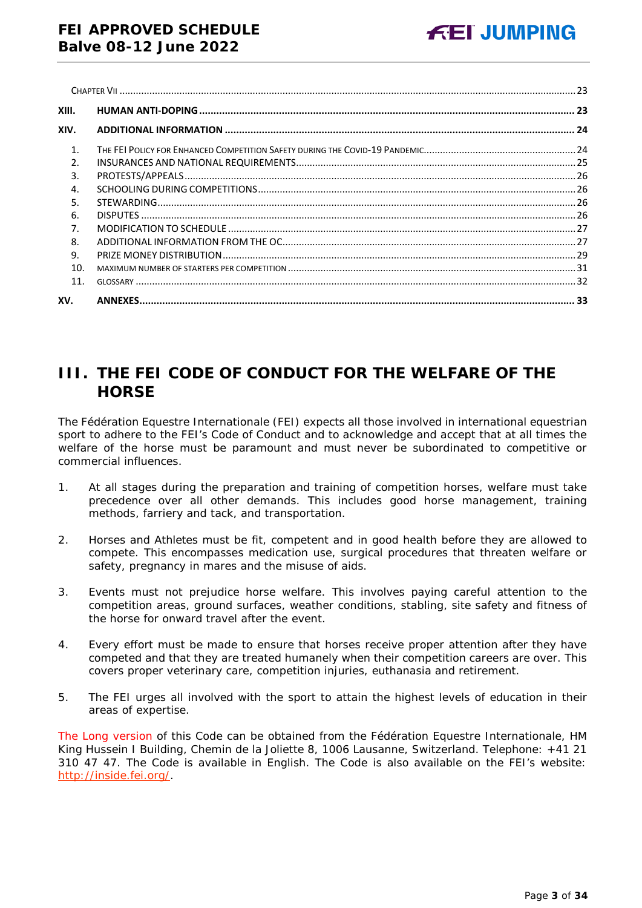| | | |
|---|---|---|
| | CHAPTER VII | 23 |
| **XIII.** | **HUMAN ANTI-DOPING** | **23** |
| **XIV.** | **ADDITIONAL INFORMATION** | **24** |
| 1. | THE FEI POLICY FOR ENHANCED COMPETITION SAFETY DURING THE COVID-19 PANDEMIC | 24 |
| 2. | INSURANCES AND NATIONAL REQUIREMENTS | 25 |
| 3. | PROTESTS/APPEALS | 26 |
| 4. | SCHOOLING DURING COMPETITIONS | 26 |
| 5. | STEWARDING | 26 |
| 6. | DISPUTES | 26 |
| 7. | MODIFICATION TO SCHEDULE | 27 |
| 8. | ADDITIONAL INFORMATION FROM THE OC | 27 |
| 9. | PRIZE MONEY DISTRIBUTION | 29 |
| 10. | MAXIMUM NUMBER OF STARTERS PER COMPETITION | 31 |
| 11. | GLOSSARY | 32 |
| **XV.** | **ANNEXES** | **33** |

# III. THE FEI CODE OF CONDUCT FOR THE WELFARE OF THE HORSE

The Fédération Equestre Internationale (FEI) expects all those involved in international equestrian sport to adhere to the FEI's Code of Conduct and to acknowledge and accept that at all times the welfare of the horse must be paramount and must never be subordinated to competitive or commercial influences.

1. At all stages during the preparation and training of competition horses, welfare must take precedence over all other demands. This includes good horse management, training methods, farriery and tack, and transportation.

2. Horses and Athletes must be fit, competent and in good health before they are allowed to compete. This encompasses medication use, surgical procedures that threaten welfare or safety, pregnancy in mares and the misuse of aids.

3. Events must not prejudice horse welfare. This involves paying careful attention to the competition areas, ground surfaces, weather conditions, stabling, site safety and fitness of the horse for onward travel after the event.

4. Every effort must be made to ensure that horses receive proper attention after they have competed and that they are treated humanely when their competition careers are over. This covers proper veterinary care, competition injuries, euthanasia and retirement.

5. The FEI urges all involved with the sport to attain the highest levels of education in their areas of expertise.

The Long version of this Code can be obtained from the Fédération Equestre Internationale, HM King Hussein I Building, Chemin de la Joliette 8, 1006 Lausanne, Switzerland. Telephone: +41 21 310 47 47. The Code is available in English. The Code is also available on the FEI's website: http://inside.fei.org/.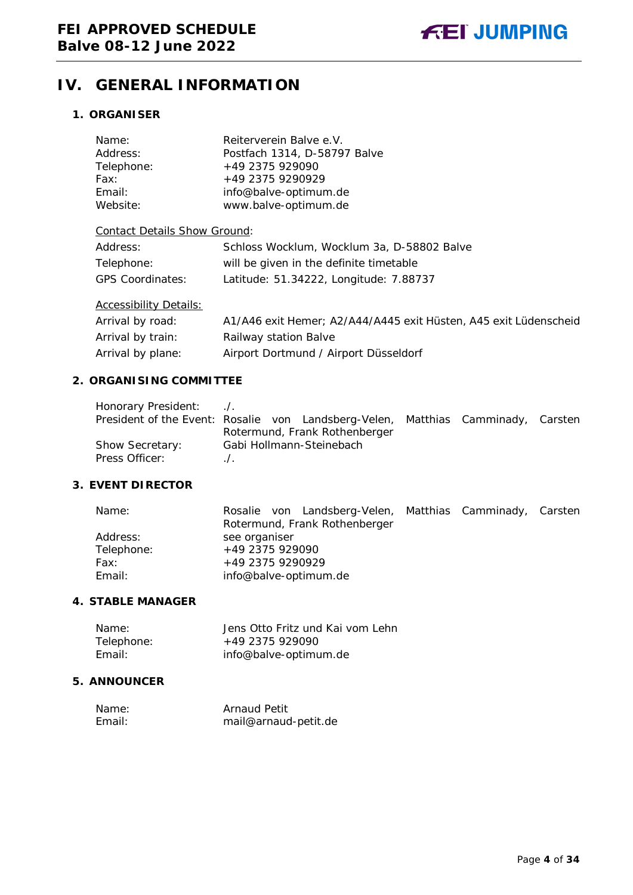# IV. GENERAL INFORMATION

## 1. ORGANISER

| | |
|---|---|
| Name: | Reiterverein Balve e.V. |
| Address: | Postfach 1314, D-58797 Balve |
| Telephone: | +49 2375 929090 |
| Fax: | +49 2375 9290929 |
| Email: | info@balve-optimum.de |
| Website: | www.balve-optimum.de |

Contact Details Show Ground:

| | |
|---|---|
| Address: | Schloss Wocklum, Wocklum 3a, D-58802 Balve |
| Telephone: | will be given in the definite timetable |
| GPS Coordinates: | Latitude: 51.34222, Longitude: 7.88737 |

Accessibility Details:

| | |
|---|---|
| Arrival by road: | A1/A46 exit Hemer; A2/A44/A445 exit Hüsten, A45 exit Lüdenscheid |
| Arrival by train: | Railway station Balve |
| Arrival by plane: | Airport Dortmund / Airport Düsseldorf |

## 2. ORGANISING COMMITTEE

| | |
|---|---|
| Honorary President: | ./. |
| President of the Event: | Rosalie von Landsberg-Velen, Matthias Camminady, Carsten Rotermund, Frank Rothenberger |
| Show Secretary: | Gabi Hollmann-Steinebach |
| Press Officer: | ./. |

## 3. EVENT DIRECTOR

| | |
|---|---|
| Name: | Rosalie von Landsberg-Velen, Matthias Camminady, Carsten Rotermund, Frank Rothenberger |
| Address: | see organiser |
| Telephone: | +49 2375 929090 |
| Fax: | +49 2375 9290929 |
| Email: | info@balve-optimum.de |

## 4. STABLE MANAGER

| | |
|---|---|
| Name: | Jens Otto Fritz und Kai vom Lehn |
| Telephone: | +49 2375 929090 |
| Email: | info@balve-optimum.de |

## 5. ANNOUNCER

| | |
|---|---|
| Name: | Arnaud Petit |
| Email: | mail@arnaud-petit.de |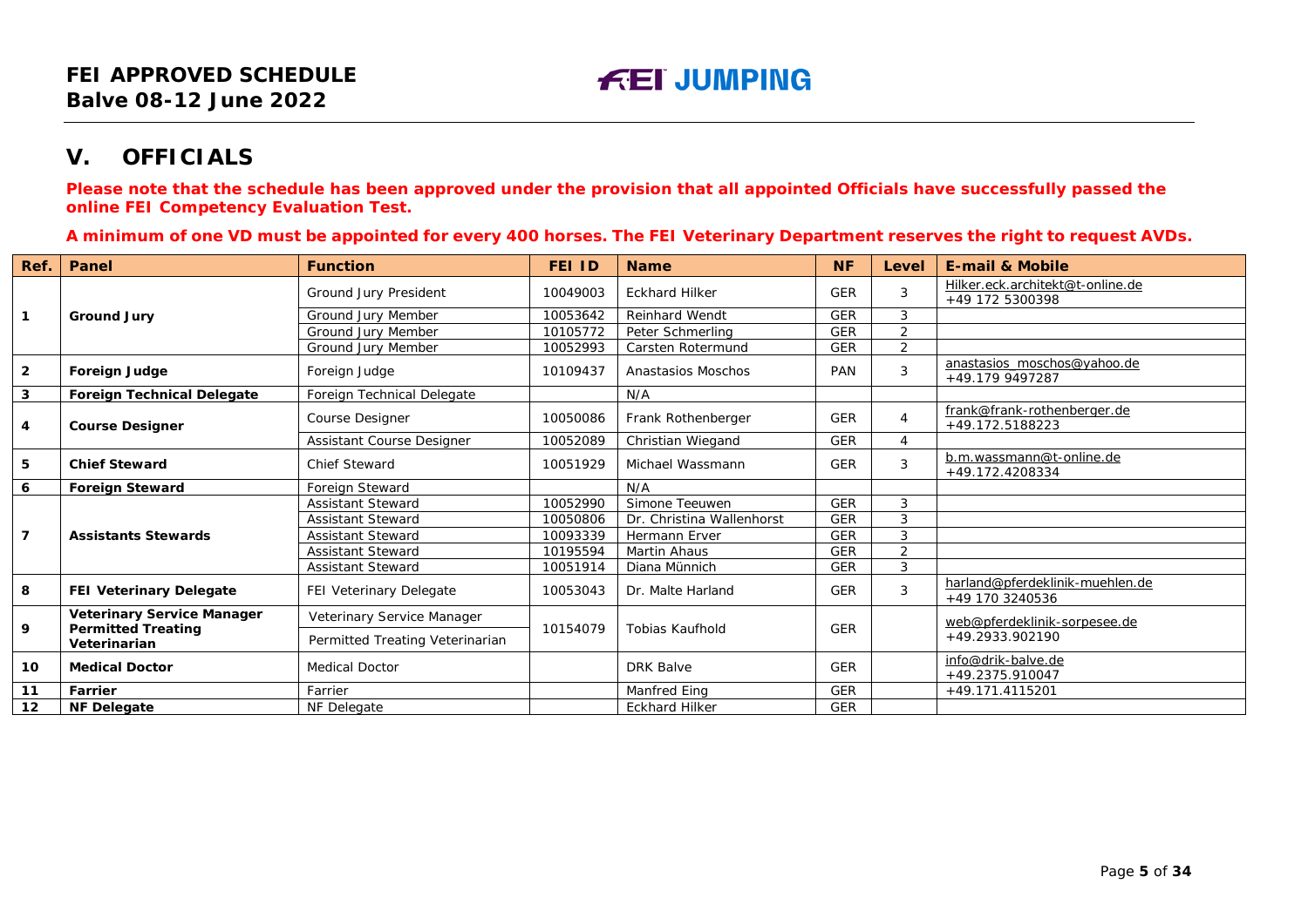## V. OFFICIALS

**Please note that the schedule has been approved under the provision that all appointed Officials have successfully passed the online FEI Competency Evaluation Test.**

**A minimum of one VD must be appointed for every 400 horses. The FEI Veterinary Department reserves the right to request AVDs.**

| Ref. | Panel | Function | FEI ID | Name | NF | Level | E-mail & Mobile |
|---|---|---|---|---|---|---|---|
| 1 | **Ground Jury** | Ground Jury President | 10049003 | Eckhard Hilker | GER | 3 | Hilker.eck.architekt@t-online.de +49 172 5300398 |
| | | Ground Jury Member | 10053642 | Reinhard Wendt | GER | 3 | |
| | | Ground Jury Member | 10105772 | Peter Schmerling | GER | 2 | |
| | | Ground Jury Member | 10052993 | Carsten Rotermund | GER | 2 | |
| 2 | **Foreign Judge** | Foreign Judge | 10109437 | Anastasios Moschos | PAN | 3 | anastasios_moschos@yahoo.de +49.179 9497287 |
| 3 | **Foreign Technical Delegate** | Foreign Technical Delegate | | N/A | | | |
| 4 | **Course Designer** | Course Designer | 10050086 | Frank Rothenberger | GER | 4 | frank@frank-rothenberger.de +49.172.5188223 |
| | | Assistant Course Designer | 10052089 | Christian Wiegand | GER | 4 | |
| 5 | **Chief Steward** | Chief Steward | 10051929 | Michael Wassmann | GER | 3 | b.m.wassmann@t-online.de +49.172.4208334 |
| 6 | **Foreign Steward** | Foreign Steward | | N/A | | | |
| 7 | **Assistants Stewards** | Assistant Steward | 10052990 | Simone Teeuwen | GER | 3 | |
| | | Assistant Steward | 10050806 | Dr. Christina Wallenhorst | GER | 3 | |
| | | Assistant Steward | 10093339 | Hermann Erver | GER | 3 | |
| | | Assistant Steward | 10195594 | Martin Ahaus | GER | 2 | |
| | | Assistant Steward | 10051914 | Diana Münnich | GER | 3 | |
| 8 | **FEI Veterinary Delegate** | FEI Veterinary Delegate | 10053043 | Dr. Malte Harland | GER | 3 | harland@pferdeklinik-muehlen.de +49 170 3240536 |
| 9 | **Veterinary Service Manager Permitted Treating Veterinarian** | Veterinary Service Manager / Permitted Treating Veterinarian | 10154079 | Tobias Kaufhold | GER | | web@pferdeklinik-sorpesee.de +49.2933.902190 |
| 10 | **Medical Doctor** | Medical Doctor | | DRK Balve | GER | | info@drik-balve.de +49.2375.910047 |
| 11 | **Farrier** | Farrier | | Manfred Eing | GER | | +49.171.4115201 |
| 12 | **NF Delegate** | NF Delegate | | Eckhard Hilker | GER | | |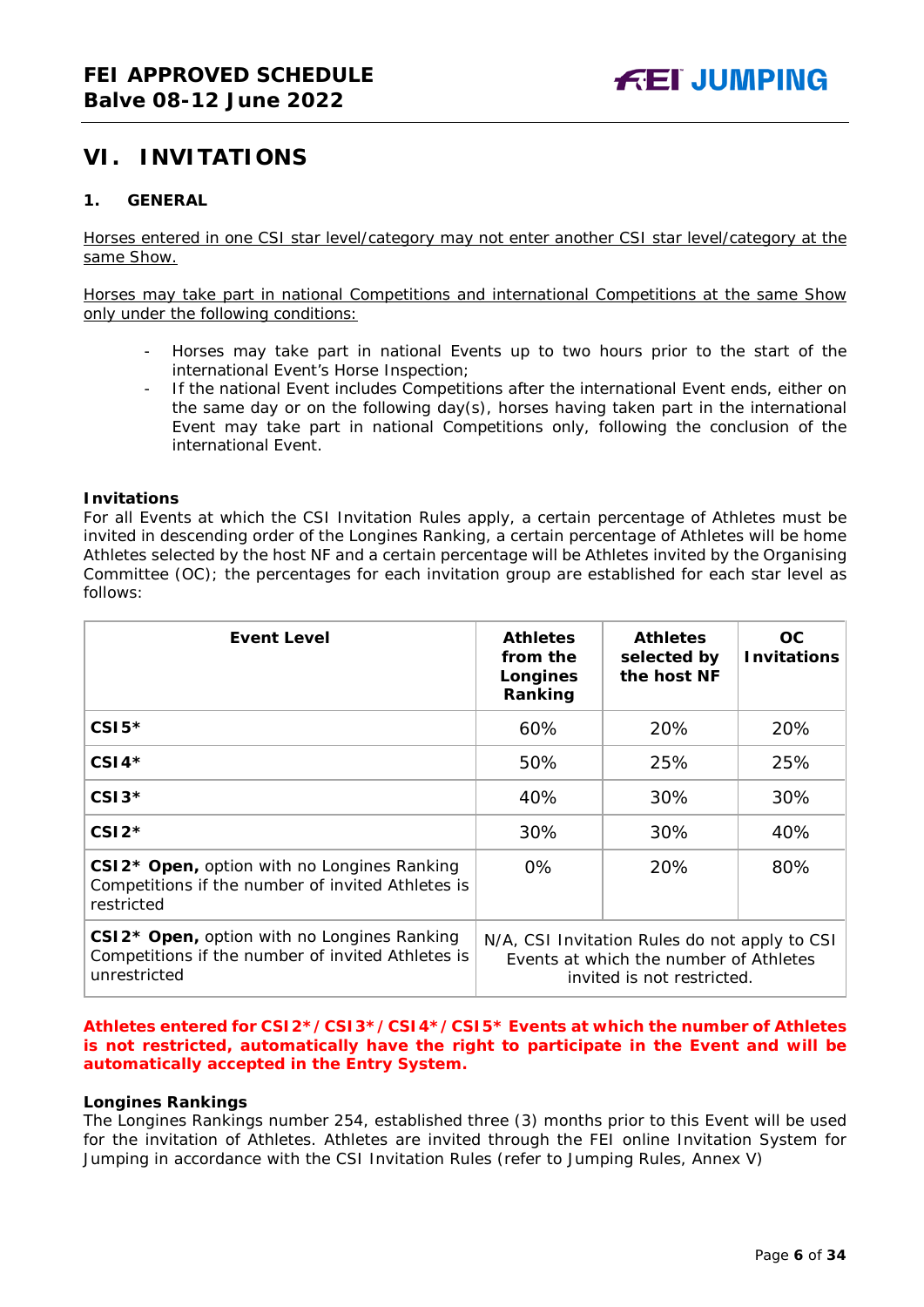## VI. INVITATIONS

### 1. GENERAL

Horses entered in one CSI star level/category may not enter another CSI star level/category at the same Show.

Horses may take part in national Competitions and international Competitions at the same Show only under the following conditions:

- Horses may take part in national Events up to two hours prior to the start of the international Event's Horse Inspection;
- If the national Event includes Competitions after the international Event ends, either on the same day or on the following day(s), horses having taken part in the international Event may take part in national Competitions only, following the conclusion of the international Event.

**Invitations**

For all Events at which the CSI Invitation Rules apply, a certain percentage of Athletes must be invited in descending order of the Longines Ranking, a certain percentage of Athletes will be home Athletes selected by the host NF and a certain percentage will be Athletes invited by the Organising Committee (OC); the percentages for each invitation group are established for each star level as follows:

| Event Level | Athletes from the Longines Ranking | Athletes selected by the host NF | OC Invitations |
|---|---|---|---|
| **CSI5*** | 60% | 20% | 20% |
| **CSI4*** | 50% | 25% | 25% |
| **CSI3*** | 40% | 30% | 30% |
| **CSI2*** | 30% | 30% | 40% |
| **CSI2* Open,** option with no Longines Ranking Competitions if the number of invited Athletes is restricted | 0% | 20% | 80% |
| **CSI2* Open,** option with no Longines Ranking Competitions if the number of invited Athletes is unrestricted | N/A, CSI Invitation Rules do not apply to CSI Events at which the number of Athletes invited is not restricted. | | |

**Athletes entered for CSI2*/CSI3*/CSI4*/CSI5* Events at which the number of Athletes is not restricted, automatically have the right to participate in the Event and will be automatically accepted in the Entry System.**

**Longines Rankings**

The Longines Rankings number 254, established three (3) months prior to this Event will be used for the invitation of Athletes. Athletes are invited through the FEI online Invitation System for Jumping in accordance with the CSI Invitation Rules (refer to Jumping Rules, Annex V)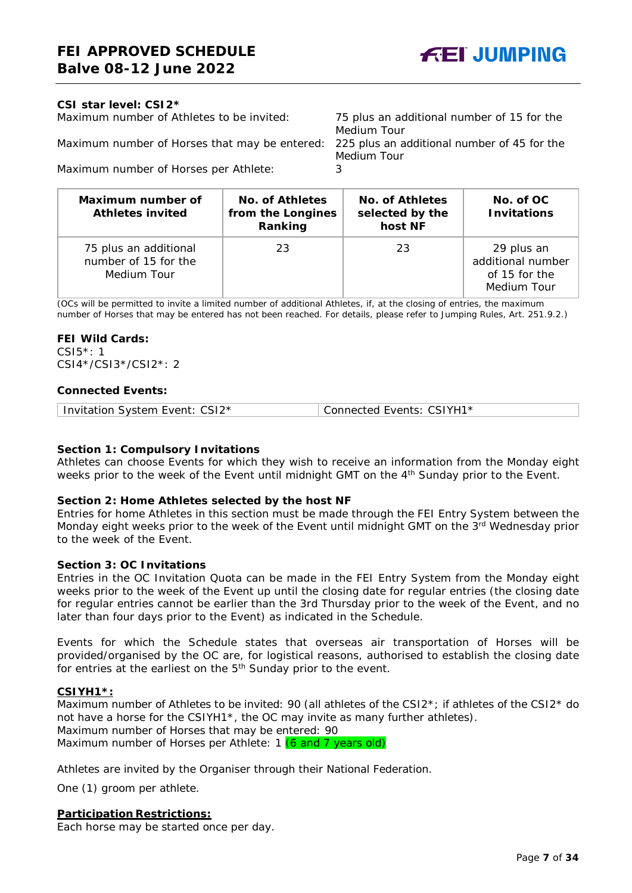**CSI star level: CSI2***

Maximum number of Athletes to be invited: 75 plus an additional number of 15 for the Medium Tour

Maximum number of Horses that may be entered: 225 plus an additional number of 45 for the Medium Tour

Maximum number of Horses per Athlete: 3

| Maximum number of Athletes invited | No. of Athletes from the Longines Ranking | No. of Athletes selected by the host NF | No. of OC Invitations |
|---|---|---|---|
| 75 plus an additional number of 15 for the Medium Tour | 23 | 23 | 29 plus an additional number of 15 for the Medium Tour |

(OCs will be permitted to invite a limited number of additional Athletes, if, at the closing of entries, the maximum number of Horses that may be entered has not been reached. For details, please refer to Jumping Rules, Art. 251.9.2.)

**FEI Wild Cards:**
CSI5*: 1
CSI4*/CSI3*/CSI2*: 2

**Connected Events:**

| Invitation System Event: CSI2* | Connected Events: CSIYH1* |
|---|---|

**Section 1: Compulsory Invitations**
Athletes can choose Events for which they wish to receive an information from the Monday eight weeks prior to the week of the Event until midnight GMT on the 4th Sunday prior to the Event.

**Section 2: Home Athletes selected by the host NF**
Entries for home Athletes in this section must be made through the FEI Entry System between the Monday eight weeks prior to the week of the Event until midnight GMT on the 3rd Wednesday prior to the week of the Event.

**Section 3: OC Invitations**
Entries in the OC Invitation Quota can be made in the FEI Entry System from the Monday eight weeks prior to the week of the Event up until the closing date for regular entries (the closing date for regular entries cannot be earlier than the 3rd Thursday prior to the week of the Event, and no later than four days prior to the Event) as indicated in the Schedule.

Events for which the Schedule states that overseas air transportation of Horses will be provided/organised by the OC are, for logistical reasons, authorised to establish the closing date for entries at the earliest on the 5th Sunday prior to the event.

**CSIYH1*:**
Maximum number of Athletes to be invited: 90 (all athletes of the CSI2*; if athletes of the CSI2* do not have a horse for the CSIYH1*, the OC may invite as many further athletes).
Maximum number of Horses that may be entered: 90
Maximum number of Horses per Athlete: 1 (6 and 7 years old)

Athletes are invited by the Organiser through their National Federation.

One (1) groom per athlete.

**Participation Restrictions:**
Each horse may be started once per day.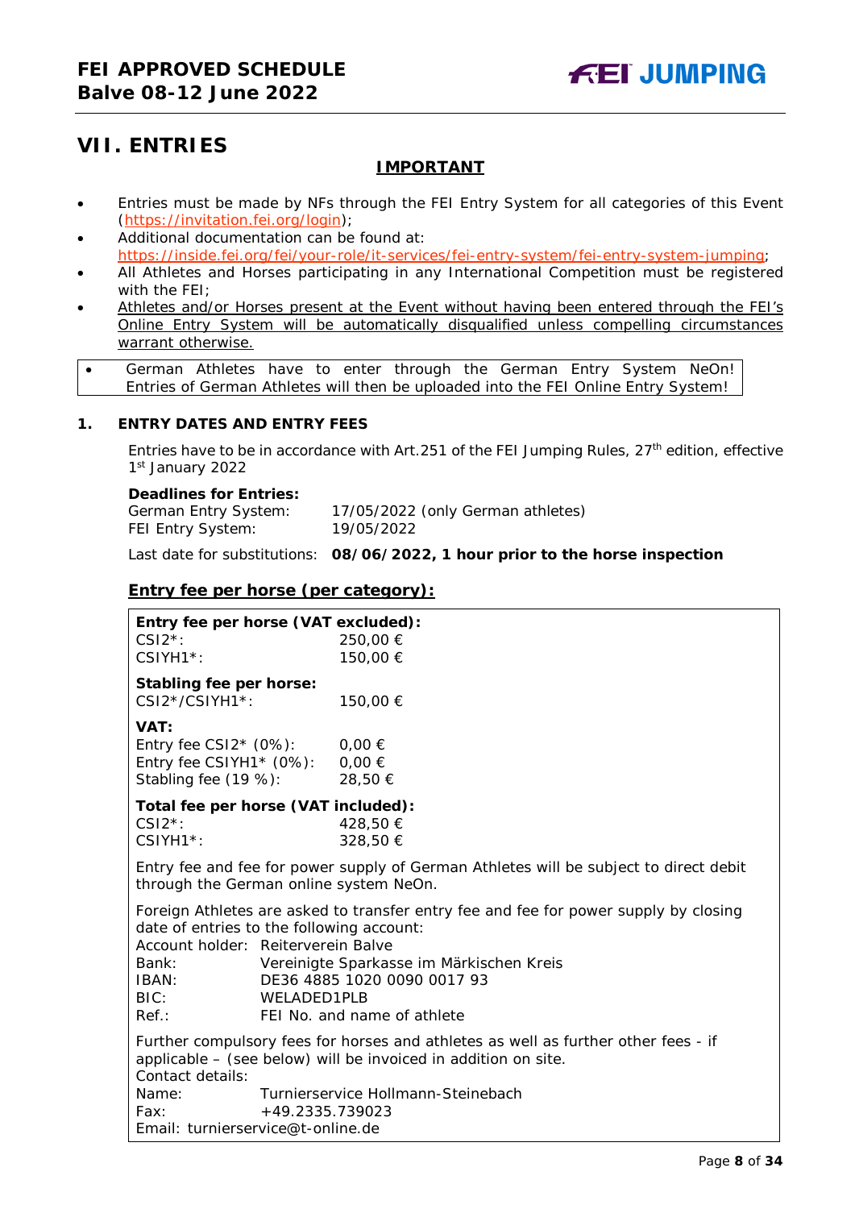# VII. ENTRIES

**IMPORTANT**

- Entries must be made by NFs through the FEI Entry System for all categories of this Event (https://invitation.fei.org/login);
- Additional documentation can be found at: https://inside.fei.org/fei/your-role/it-services/fei-entry-system/fei-entry-system-jumping;
- All Athletes and Horses participating in any International Competition must be registered with the FEI;
- Athletes and/or Horses present at the Event without having been entered through the FEI's Online Entry System will be automatically disqualified unless compelling circumstances warrant otherwise.

- German Athletes have to enter through the German Entry System NeOn! Entries of German Athletes will then be uploaded into the FEI Online Entry System!

## 1. ENTRY DATES AND ENTRY FEES

Entries have to be in accordance with Art.251 of the FEI Jumping Rules, 27th edition, effective 1st January 2022

**Deadlines for Entries:**

| | |
|---|---|
| German Entry System: | 17/05/2022 (only German athletes) |
| FEI Entry System: | 19/05/2022 |

Last date for substitutions: **08/06/2022, 1 hour prior to the horse inspection**

### Entry fee per horse (per category):

**Entry fee per horse (VAT excluded):**

| | |
|---|---|
| CSI2*: | 250,00 € |
| CSIYH1*: | 150,00 € |

**Stabling fee per horse:**

| | |
|---|---|
| CSI2*/CSIYH1*: | 150,00 € |

**VAT:**

| | |
|---|---|
| Entry fee CSI2* (0%): | 0,00 € |
| Entry fee CSIYH1* (0%): | 0,00 € |
| Stabling fee (19 %): | 28,50 € |

**Total fee per horse (VAT included):**

| | |
|---|---|
| CSI2*: | 428,50 € |
| CSIYH1*: | 328,50 € |

Entry fee and fee for power supply of German Athletes will be subject to direct debit through the German online system NeOn.

Foreign Athletes are asked to transfer entry fee and fee for power supply by closing date of entries to the following account:

| | |
|---|---|
| Account holder: | Reiterverein Balve |
| Bank: | Vereinigte Sparkasse im Märkischen Kreis |
| IBAN: | DE36 4885 1020 0090 0017 93 |
| BIC: | WELADED1PLB |
| Ref.: | FEI No. and name of athlete |

Further compulsory fees for horses and athletes as well as further other fees - if applicable – (see below) will be invoiced in addition on site.

Contact details:

| | |
|---|---|
| Name: | Turnierservice Hollmann-Steinebach |
| Fax: | +49.2335.739023 |

Email: turnierservice@t-online.de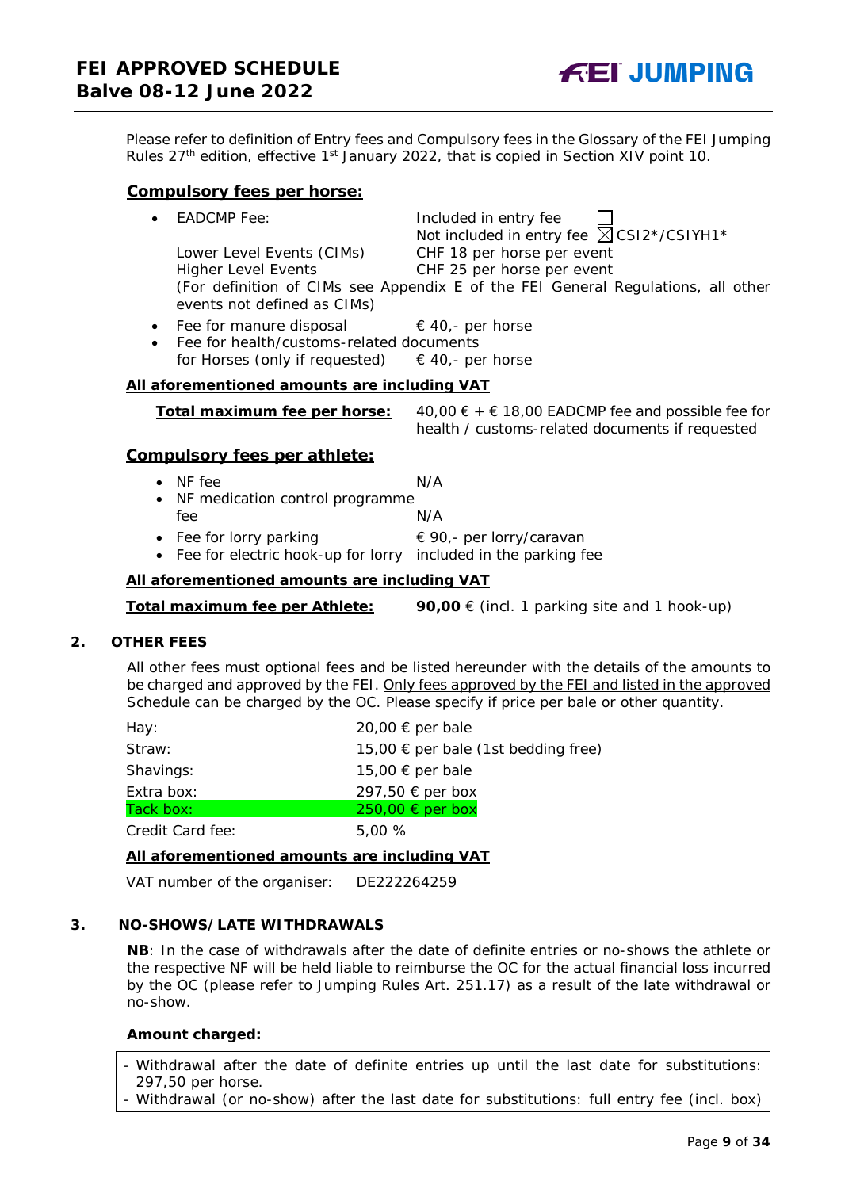Please refer to definition of Entry fees and Compulsory fees in the Glossary of the FEI Jumping Rules 27th edition, effective 1st January 2022, that is copied in Section XIV point 10.

**Compulsory fees per horse:**

- EADCMP Fee: Included in entry fee ☐
  Not included in entry fee ☒ CSI2*/CSIYH1*
  Lower Level Events (CIMs) CHF 18 per horse per event
  Higher Level Events CHF 25 per horse per event
  (For definition of CIMs see Appendix E of the FEI General Regulations, all other events not defined as CIMs)
- Fee for manure disposal € 40,- per horse
- Fee for health/customs-related documents for Horses (only if requested) € 40,- per horse

**All aforementioned amounts are including VAT**

**Total maximum fee per horse:** 40,00 € + € 18,00 EADCMP fee and possible fee for health / customs-related documents if requested

**Compulsory fees per athlete:**

- NF fee N/A
- NF medication control programme fee N/A
- Fee for lorry parking € 90,- per lorry/caravan
- Fee for electric hook-up for lorry included in the parking fee

**All aforementioned amounts are including VAT**

**Total maximum fee per Athlete:** **90,00** € (incl. 1 parking site and 1 hook-up)

## 2. OTHER FEES

All other fees must optional fees and be listed hereunder with the details of the amounts to be charged and approved by the FEI. Only fees approved by the FEI and listed in the approved Schedule can be charged by the OC. Please specify if price per bale or other quantity.

| | |
|---|---|
| Hay: | 20,00 € per bale |
| Straw: | 15,00 € per bale (1st bedding free) |
| Shavings: | 15,00 € per bale |
| Extra box: | 297,50 € per box |
| Tack box: | 250,00 € per box |
| Credit Card fee: | 5,00 % |

**All aforementioned amounts are including VAT**

VAT number of the organiser: DE222264259

## 3. NO-SHOWS/LATE WITHDRAWALS

**NB**: In the case of withdrawals after the date of definite entries or no-shows the athlete or the respective NF will be held liable to reimburse the OC for the actual financial loss incurred by the OC (please refer to Jumping Rules Art. 251.17) as a result of the late withdrawal or no-show.

**Amount charged:**

- Withdrawal after the date of definite entries up until the last date for substitutions: 297,50 per horse.
- Withdrawal (or no-show) after the last date for substitutions: full entry fee (incl. box)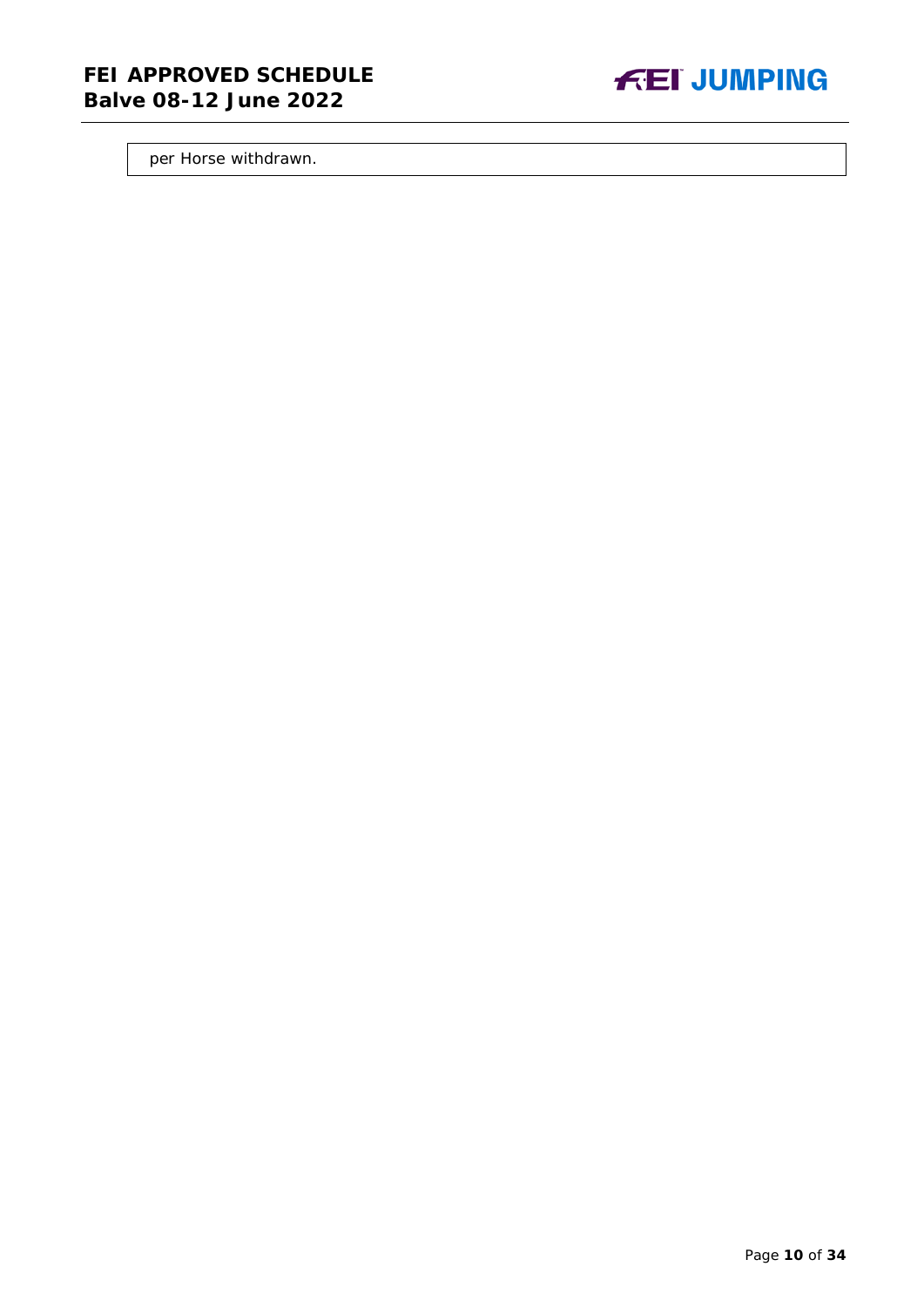| per Horse withdrawn. |
| --- |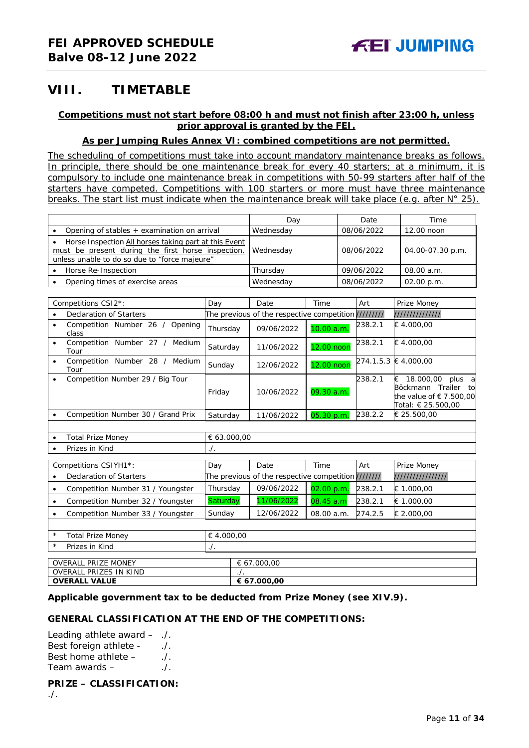# VIII. TIMETABLE

**Competitions must not start before 08:00 h and must not finish after 23:00 h, unless prior approval is granted by the FEI.**

**As per Jumping Rules Annex VI: combined competitions are not permitted.**

The scheduling of competitions must take into account mandatory maintenance breaks as follows. In principle, there should be one maintenance break for every 40 starters; at a minimum, it is compulsory to include one maintenance break in competitions with 50-99 starters after half of the starters have competed. Competitions with 100 starters or more must have three maintenance breaks. The start list must indicate when the maintenance break will take place (e.g. after N° 25).

| | Day | Date | Time |
|---|---|---|---|
| • Opening of stables + examination on arrival | Wednesday | 08/06/2022 | 12.00 noon |
| • Horse Inspection All horses taking part at this Event must be present during the first horse inspection, unless unable to do so due to "force majeure" | Wednesday | 08/06/2022 | 04.00-07.30 p.m. |
| • Horse Re-Inspection | Thursday | 09/06/2022 | 08.00 a.m. |
| • Opening times of exercise areas | Wednesday | 08/06/2022 | 02.00 p.m. |

| Competitions CSI2*: | Day | Date | Time | Art | Prize Money |
|---|---|---|---|---|---|
| • Declaration of Starters | The previous of the respective competition | | | ///////// | ////////////// |
| • Competition Number 26 / Opening class | Thursday | 09/06/2022 | 10.00 a.m. | 238.2.1 | € 4.000,00 |
| • Competition Number 27 / Medium Tour | Saturday | 11/06/2022 | 12.00 noon | 238.2.1 | € 4.000,00 |
| • Competition Number 28 / Medium Tour | Sunday | 12/06/2022 | 12.00 noon | 274.1.5.3 | € 4.000,00 |
| • Competition Number 29 / Big Tour | Friday | 10/06/2022 | 09.30 a.m. | 238.2.1 | € 18.000,00 plus a Böckmann Trailer to the value of € 7.500,00 Total: € 25.500,00 |
| • Competition Number 30 / Grand Prix | Saturday | 11/06/2022 | 05.30 p.m. | 238.2.2 | € 25.500,00 |
| | | | | | |
| • Total Prize Money | € 63.000,00 | | | | |
| • Prizes in Kind | ./. | | | | |

| Competitions CSIYH1*: | Day | Date | Time | Art | Prize Money |
|---|---|---|---|---|---|
| • Declaration of Starters | The previous of the respective competition | | | /////// | //////////////// |
| • Competition Number 31 / Youngster | Thursday | 09/06/2022 | 02.00 p.m. | 238.2.1 | € 1.000,00 |
| • Competition Number 32 / Youngster | Saturday | 11/06/2022 | 08.45 a.m | 238.2.1 | € 1.000,00 |
| • Competition Number 33 / Youngster | Sunday | 12/06/2022 | 08.00 a.m. | 274.2.5 | € 2.000,00 |
| | | | | | |
| * Total Prize Money | € 4.000,00 | | | | |
| * Prizes in Kind | ./. | | | | |

| OVERALL PRIZE MONEY | € 67.000,00 |
|---|---|
| OVERALL PRIZES IN KIND | ./. |
| **OVERALL VALUE** | **€ 67.000,00** |

**Applicable government tax to be deducted from Prize Money (see XIV.9).**

**GENERAL CLASSIFICATION AT THE END OF THE COMPETITIONS:**

Leading athlete award – ./.
Best foreign athlete - ./.
Best home athlete – ./.
Team awards – ./.

**PRIZE – CLASSIFICATION:**

./.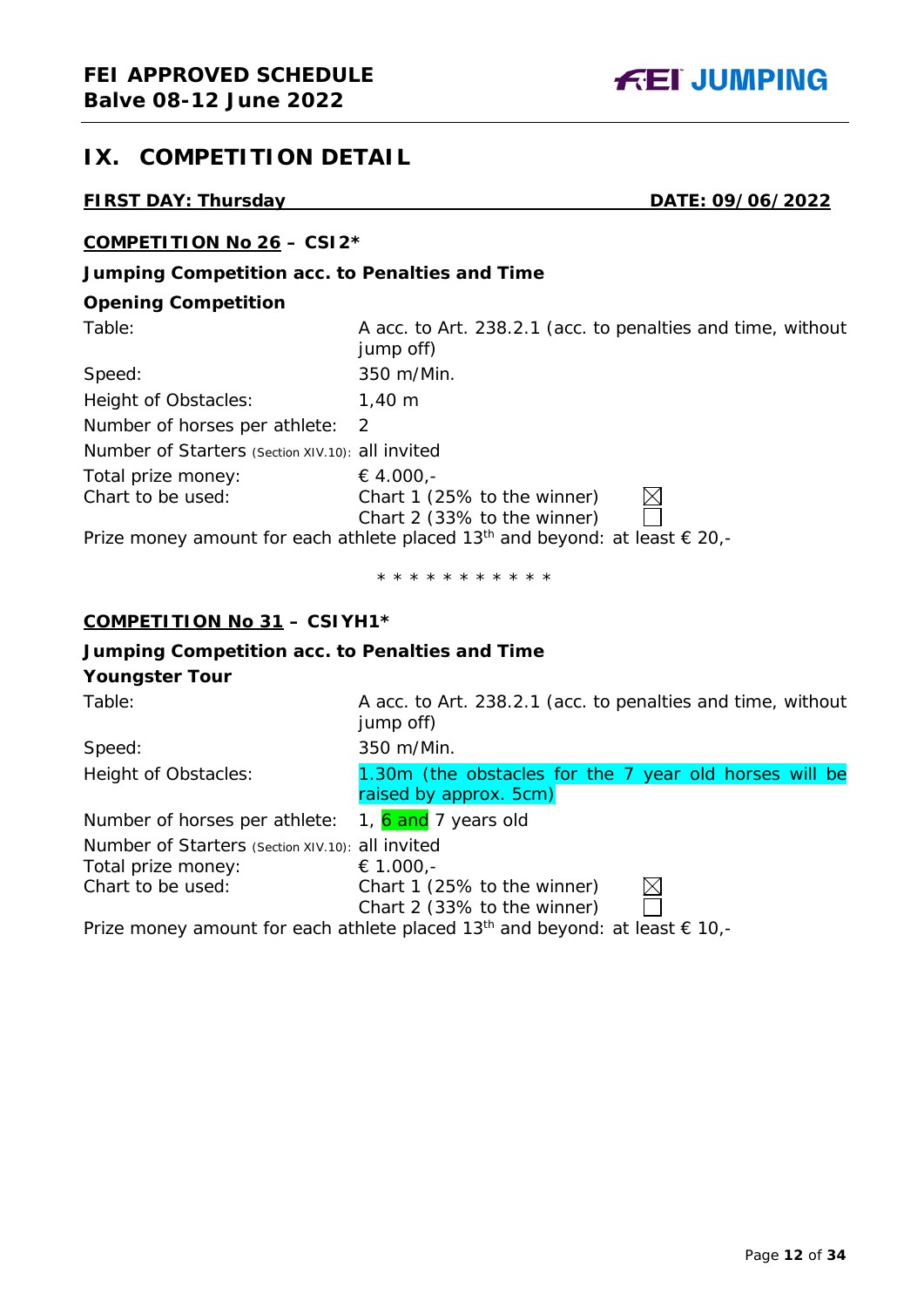## IX. COMPETITION DETAIL

**FIRST DAY: Thursday** **DATE: 09/06/2022**

### COMPETITION No 26 – CSI2*

**Jumping Competition acc. to Penalties and Time**

**Opening Competition**

| | |
|---|---|
| Table: | A acc. to Art. 238.2.1 (acc. to penalties and time, without jump off) |
| Speed: | 350 m/Min. |
| Height of Obstacles: | 1,40 m |
| Number of horses per athlete: | 2 |
| Number of Starters (Section XIV.10): | all invited |
| Total prize money: | € 4.000,- |
| Chart to be used: | Chart 1 (25% to the winner) ☒<br>Chart 2 (33% to the winner) ☐ |

Prize money amount for each athlete placed 13th and beyond: at least € 20,-

\* \* \* \* \* \* \* \* \* \* \*

### COMPETITION No 31 – CSIYH1*

**Jumping Competition acc. to Penalties and Time**

**Youngster Tour**

| | |
|---|---|
| Table: | A acc. to Art. 238.2.1 (acc. to penalties and time, without jump off) |
| Speed: | 350 m/Min. |
| Height of Obstacles: | 1.30m (the obstacles for the 7 year old horses will be raised by approx. 5cm) |
| Number of horses per athlete: | 1, 6 and 7 years old |
| Number of Starters (Section XIV.10): | all invited |
| Total prize money: | € 1.000,- |
| Chart to be used: | Chart 1 (25% to the winner) ☒<br>Chart 2 (33% to the winner) ☐ |

Prize money amount for each athlete placed 13th and beyond: at least € 10,-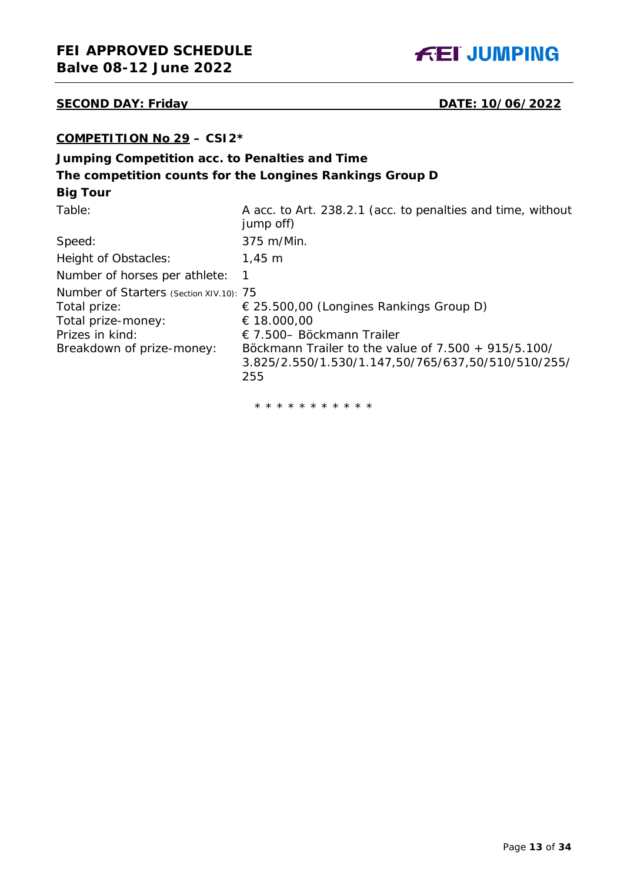**SECOND DAY: Friday** **DATE: 10/06/2022**

**COMPETITION No 29 – CSI2***

**Jumping Competition acc. to Penalties and Time**
**The competition counts for the Longines Rankings Group D**
**Big Tour**

| | |
|---|---|
| Table: | A acc. to Art. 238.2.1 (acc. to penalties and time, without jump off) |
| Speed: | 375 m/Min. |
| Height of Obstacles: | 1,45 m |
| Number of horses per athlete: | 1 |
| Number of Starters (Section XIV.10): | 75 |
| Total prize: | € 25.500,00 (Longines Rankings Group D) |
| Total prize-money: | € 18.000,00 |
| Prizes in kind: | € 7.500– Böckmann Trailer |
| Breakdown of prize-money: | Böckmann Trailer to the value of 7.500 + 915/5.100/ 3.825/2.550/1.530/1.147,50/765/637,50/510/510/255/ 255 |

* * * * * * * * * * *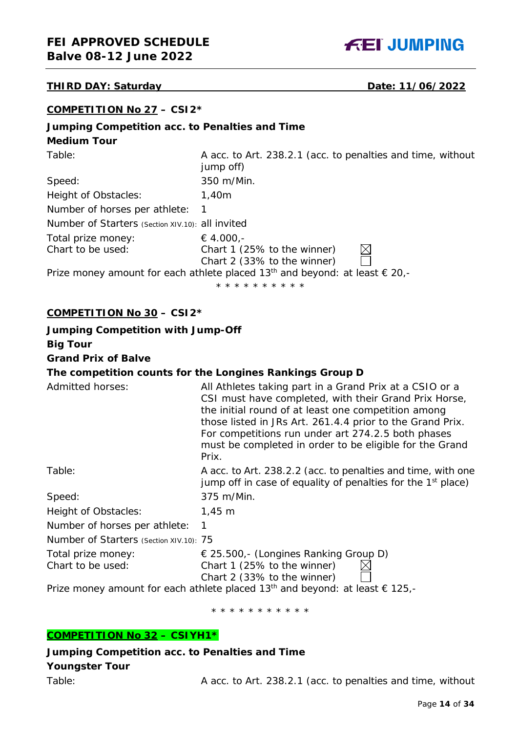**THIRD DAY: Saturday** **Date: 11/06/2022**

**COMPETITION No 27 – CSI2***

**Jumping Competition acc. to Penalties and Time**
**Medium Tour**

| | |
|---|---|
| Table: | A acc. to Art. 238.2.1 (acc. to penalties and time, without jump off) |
| Speed: | 350 m/Min. |
| Height of Obstacles: | 1,40m |
| Number of horses per athlete: | 1 |
| Number of Starters (Section XIV.10): | all invited |
| Total prize money: | € 4.000,- |
| Chart to be used: | Chart 1 (25% to the winner) ☒<br>Chart 2 (33% to the winner) ☐ |

Prize money amount for each athlete placed 13th and beyond: at least € 20,-

\* \* \* \* \* \* \* \* \* \*

**COMPETITION No 30 – CSI2***

**Jumping Competition with Jump-Off**
**Big Tour**
**Grand Prix of Balve**
**The competition counts for the Longines Rankings Group D**

| | |
|---|---|
| Admitted horses: | All Athletes taking part in a Grand Prix at a CSIO or a CSI must have completed, with their Grand Prix Horse, the initial round of at least one competition among those listed in JRs Art. 261.4.4 prior to the Grand Prix. For competitions run under art 274.2.5 both phases must be completed in order to be eligible for the Grand Prix. |
| Table: | A acc. to Art. 238.2.2 (acc. to penalties and time, with one jump off in case of equality of penalties for the 1st place) |
| Speed: | 375 m/Min. |
| Height of Obstacles: | 1,45 m |
| Number of horses per athlete: | 1 |
| Number of Starters (Section XIV.10): | 75 |
| Total prize money: | € 25.500,- (Longines Ranking Group D) |
| Chart to be used: | Chart 1 (25% to the winner) ☒<br>Chart 2 (33% to the winner) ☐ |

Prize money amount for each athlete placed 13th and beyond: at least € 125,-

\* \* \* \* \* \* \* \* \* \* \*

**COMPETITION No 32 – CSIYH1***

**Jumping Competition acc. to Penalties and Time**
**Youngster Tour**

| | |
|---|---|
| Table: | A acc. to Art. 238.2.1 (acc. to penalties and time, without |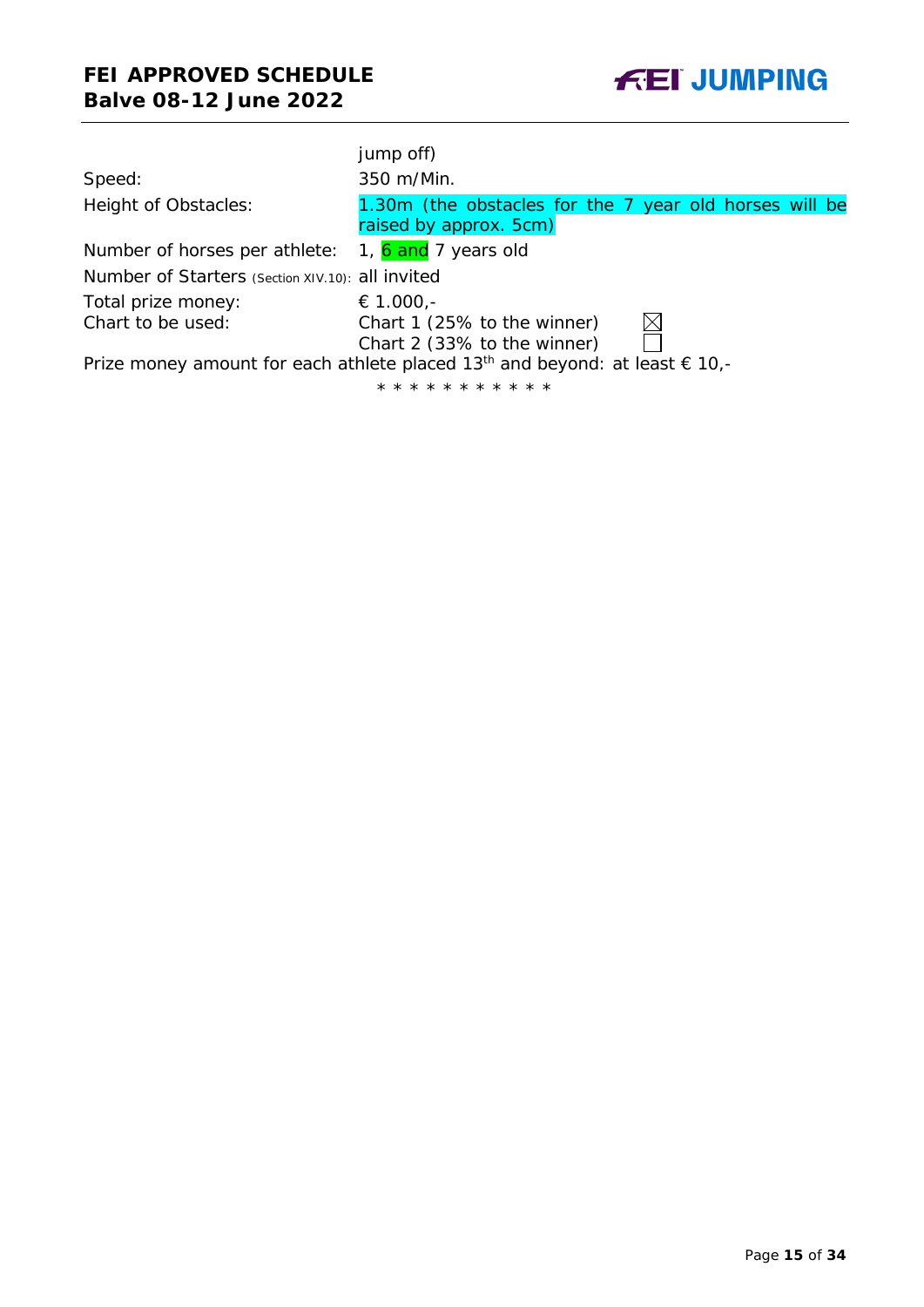jump off)

| | |
|---|---|
| Speed: | 350 m/Min. |
| Height of Obstacles: | 1.30m (the obstacles for the 7 year old horses will be raised by approx. 5cm) |
| Number of horses per athlete: | 1, 6 and 7 years old |
| Number of Starters (Section XIV.10): | all invited |
| Total prize money: | € 1.000,- |
| Chart to be used: | Chart 1 (25% to the winner) ☒<br>Chart 2 (33% to the winner) ☐ |

Prize money amount for each athlete placed 13th and beyond: at least € 10,-

\* \* \* \* \* \* \* \* \* \* \*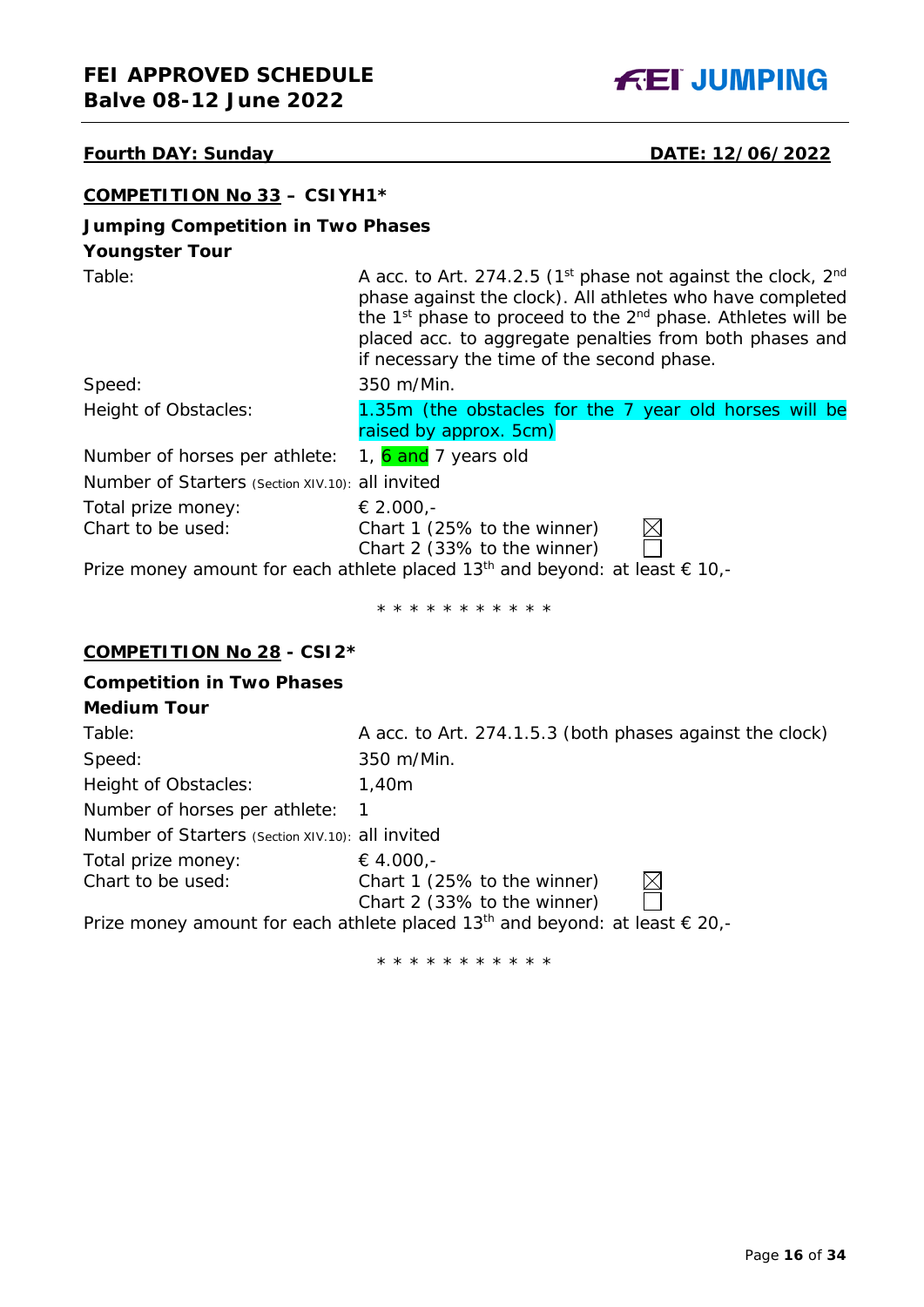**Fourth DAY: Sunday** **DATE: 12/06/2022**

## COMPETITION No 33 – CSIYH1*

**Jumping Competition in Two Phases**
**Youngster Tour**

| | |
|---|---|
| Table: | A acc. to Art. 274.2.5 (1st phase not against the clock, 2nd phase against the clock). All athletes who have completed the 1st phase to proceed to the 2nd phase. Athletes will be placed acc. to aggregate penalties from both phases and if necessary the time of the second phase. |
| Speed: | 350 m/Min. |
| Height of Obstacles: | 1.35m (the obstacles for the 7 year old horses will be raised by approx. 5cm) |
| Number of horses per athlete: | 1, 6 and 7 years old |
| Number of Starters (Section XIV.10): | all invited |
| Total prize money: | € 2.000,- |
| Chart to be used: | Chart 1 (25% to the winner) ☒<br>Chart 2 (33% to the winner) ☐ |

Prize money amount for each athlete placed 13th and beyond: at least € 10,-

* * * * * * * * * * *

## COMPETITION No 28 - CSI2*

**Competition in Two Phases**
**Medium Tour**

| | |
|---|---|
| Table: | A acc. to Art. 274.1.5.3 (both phases against the clock) |
| Speed: | 350 m/Min. |
| Height of Obstacles: | 1,40m |
| Number of horses per athlete: | 1 |
| Number of Starters (Section XIV.10): | all invited |
| Total prize money: | € 4.000,- |
| Chart to be used: | Chart 1 (25% to the winner) ☒<br>Chart 2 (33% to the winner) ☐ |

Prize money amount for each athlete placed 13th and beyond: at least € 20,-

* * * * * * * * * * *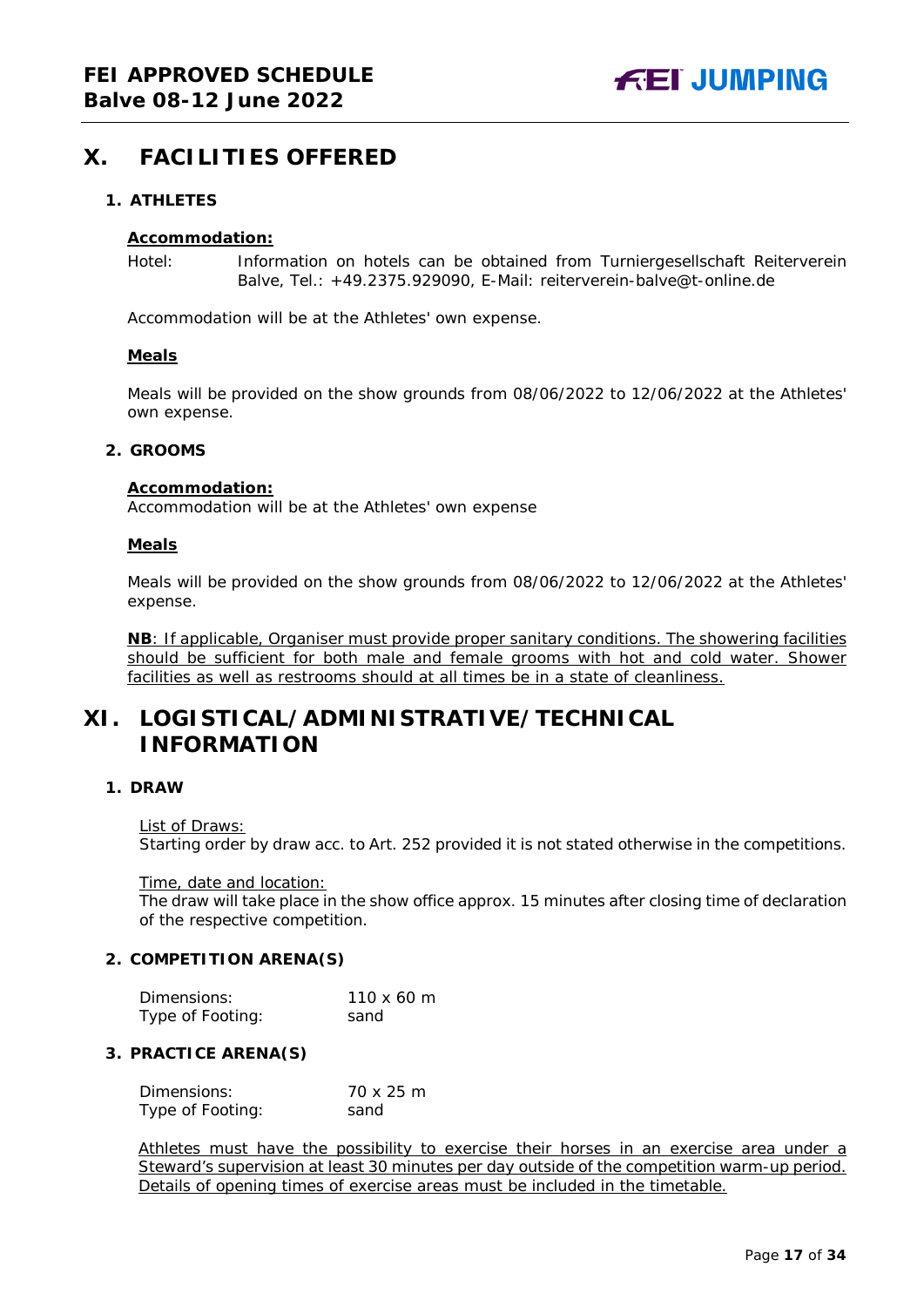# X. FACILITIES OFFERED

## 1. ATHLETES

**Accommodation:**

Hotel: Information on hotels can be obtained from Turniergesellschaft Reiterverein Balve, Tel.: +49.2375.929090, E-Mail: reiterverein-balve@t-online.de

Accommodation will be at the Athletes' own expense.

**Meals**

Meals will be provided on the show grounds from 08/06/2022 to 12/06/2022 at the Athletes' own expense.

## 2. GROOMS

**Accommodation:**
Accommodation will be at the Athletes' own expense

**Meals**

Meals will be provided on the show grounds from 08/06/2022 to 12/06/2022 at the Athletes' expense.

**NB**: If applicable, Organiser must provide proper sanitary conditions. The showering facilities should be sufficient for both male and female grooms with hot and cold water. Shower facilities as well as restrooms should at all times be in a state of cleanliness.

# XI. LOGISTICAL/ADMINISTRATIVE/TECHNICAL INFORMATION

## 1. DRAW

List of Draws:
Starting order by draw acc. to Art. 252 provided it is not stated otherwise in the competitions.

Time, date and location:
The draw will take place in the show office approx. 15 minutes after closing time of declaration of the respective competition.

## 2. COMPETITION ARENA(S)

| | |
|---|---|
| Dimensions: | 110 x 60 m |
| Type of Footing: | sand |

## 3. PRACTICE ARENA(S)

| | |
|---|---|
| Dimensions: | 70 x 25 m |
| Type of Footing: | sand |

Athletes must have the possibility to exercise their horses in an exercise area under a Steward's supervision at least 30 minutes per day outside of the competition warm-up period. Details of opening times of exercise areas must be included in the timetable.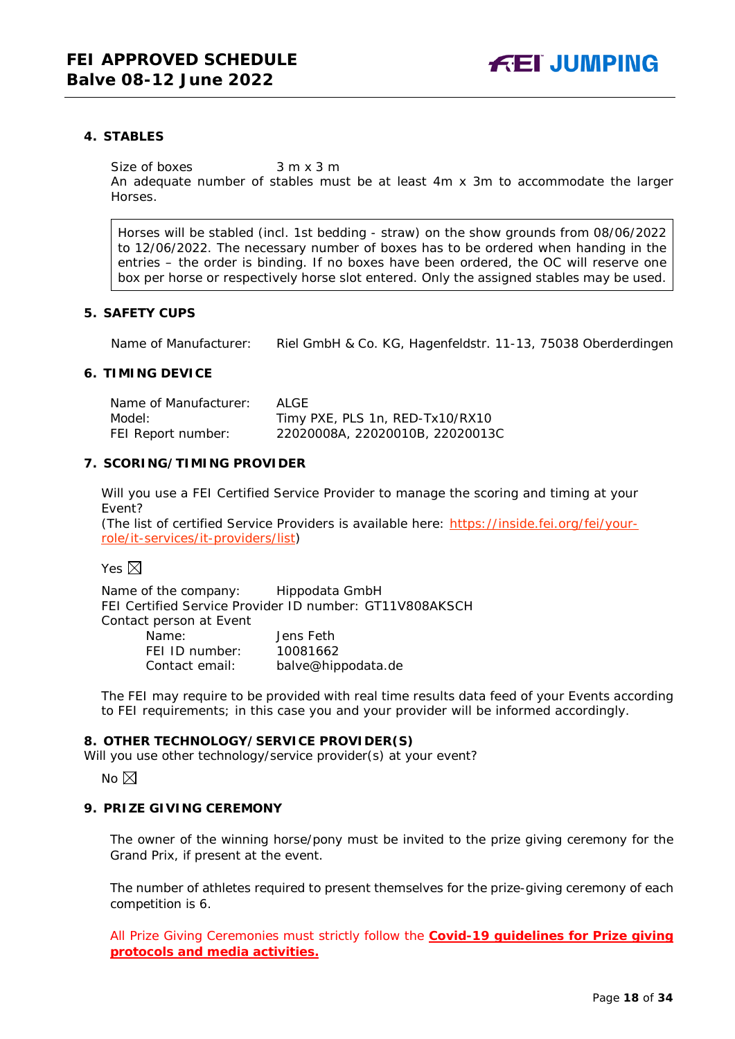## 4. STABLES

Size of boxes 3 m x 3 m

An adequate number of stables must be at least 4m x 3m to accommodate the larger Horses.

Horses will be stabled (incl. 1st bedding - straw) on the show grounds from 08/06/2022 to 12/06/2022. The necessary number of boxes has to be ordered when handing in the entries – the order is binding. If no boxes have been ordered, the OC will reserve one box per horse or respectively horse slot entered. Only the assigned stables may be used.

## 5. SAFETY CUPS

Name of Manufacturer: Riel GmbH & Co. KG, Hagenfeldstr. 11-13, 75038 Oberderdingen

## 6. TIMING DEVICE

Name of Manufacturer: ALGE
Model: Timy PXE, PLS 1n, RED-Tx10/RX10
FEI Report number: 22020008A, 22020010B, 22020013C

## 7. SCORING/TIMING PROVIDER

Will you use a FEI Certified Service Provider to manage the scoring and timing at your Event?
(The list of certified Service Providers is available here: [https://inside.fei.org/fei/your-role/it-services/it-providers/list](https://inside.fei.org/fei/your-role/it-services/it-providers/list))

Yes ☒

Name of the company: Hippodata GmbH
FEI Certified Service Provider ID number: GT11V808AKSCH
Contact person at Event
Name: Jens Feth
FEI ID number: 10081662
Contact email: balve@hippodata.de

The FEI may require to be provided with real time results data feed of your Events according to FEI requirements; in this case you and your provider will be informed accordingly.

## 8. OTHER TECHNOLOGY/SERVICE PROVIDER(S)

Will you use other technology/service provider(s) at your event?

No ☒

## 9. PRIZE GIVING CEREMONY

The owner of the winning horse/pony must be invited to the prize giving ceremony for the Grand Prix, if present at the event.

The number of athletes required to present themselves for the prize-giving ceremony of each competition is 6.

All Prize Giving Ceremonies must strictly follow the **Covid-19 guidelines for Prize giving protocols and media activities.**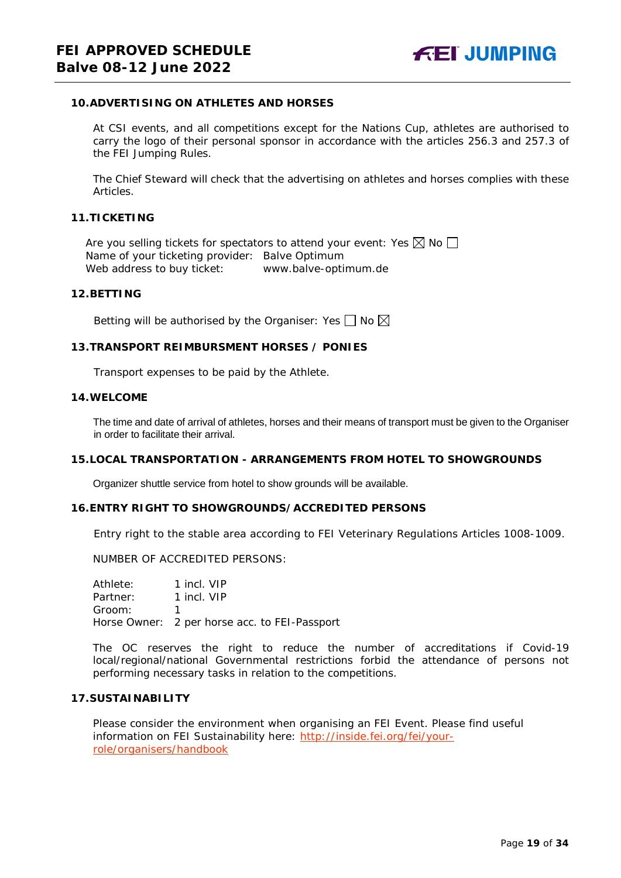## 10. ADVERTISING ON ATHLETES AND HORSES

At CSI events, and all competitions except for the Nations Cup, athletes are authorised to carry the logo of their personal sponsor in accordance with the articles 256.3 and 257.3 of the FEI Jumping Rules.

The Chief Steward will check that the advertising on athletes and horses complies with these Articles.

## 11. TICKETING

Are you selling tickets for spectators to attend your event: Yes ☒ No ☐
Name of your ticketing provider: Balve Optimum
Web address to buy ticket: www.balve-optimum.de

## 12. BETTING

Betting will be authorised by the Organiser: Yes ☐ No ☒

## 13. TRANSPORT REIMBURSMENT HORSES / PONIES

Transport expenses to be paid by the Athlete.

## 14. WELCOME

The time and date of arrival of athletes, horses and their means of transport must be given to the Organiser in order to facilitate their arrival.

## 15. LOCAL TRANSPORTATION - ARRANGEMENTS FROM HOTEL TO SHOWGROUNDS

Organizer shuttle service from hotel to show grounds will be available.

## 16. ENTRY RIGHT TO SHOWGROUNDS/ACCREDITED PERSONS

Entry right to the stable area according to FEI Veterinary Regulations Articles 1008-1009.

NUMBER OF ACCREDITED PERSONS:

Athlete: 1 incl. VIP
Partner: 1 incl. VIP
Groom: 1
Horse Owner: 2 per horse acc. to FEI-Passport

The OC reserves the right to reduce the number of accreditations if Covid-19 local/regional/national Governmental restrictions forbid the attendance of persons not performing necessary tasks in relation to the competitions.

## 17. SUSTAINABILITY

Please consider the environment when organising an FEI Event. Please find useful information on FEI Sustainability here: http://inside.fei.org/fei/your-role/organisers/handbook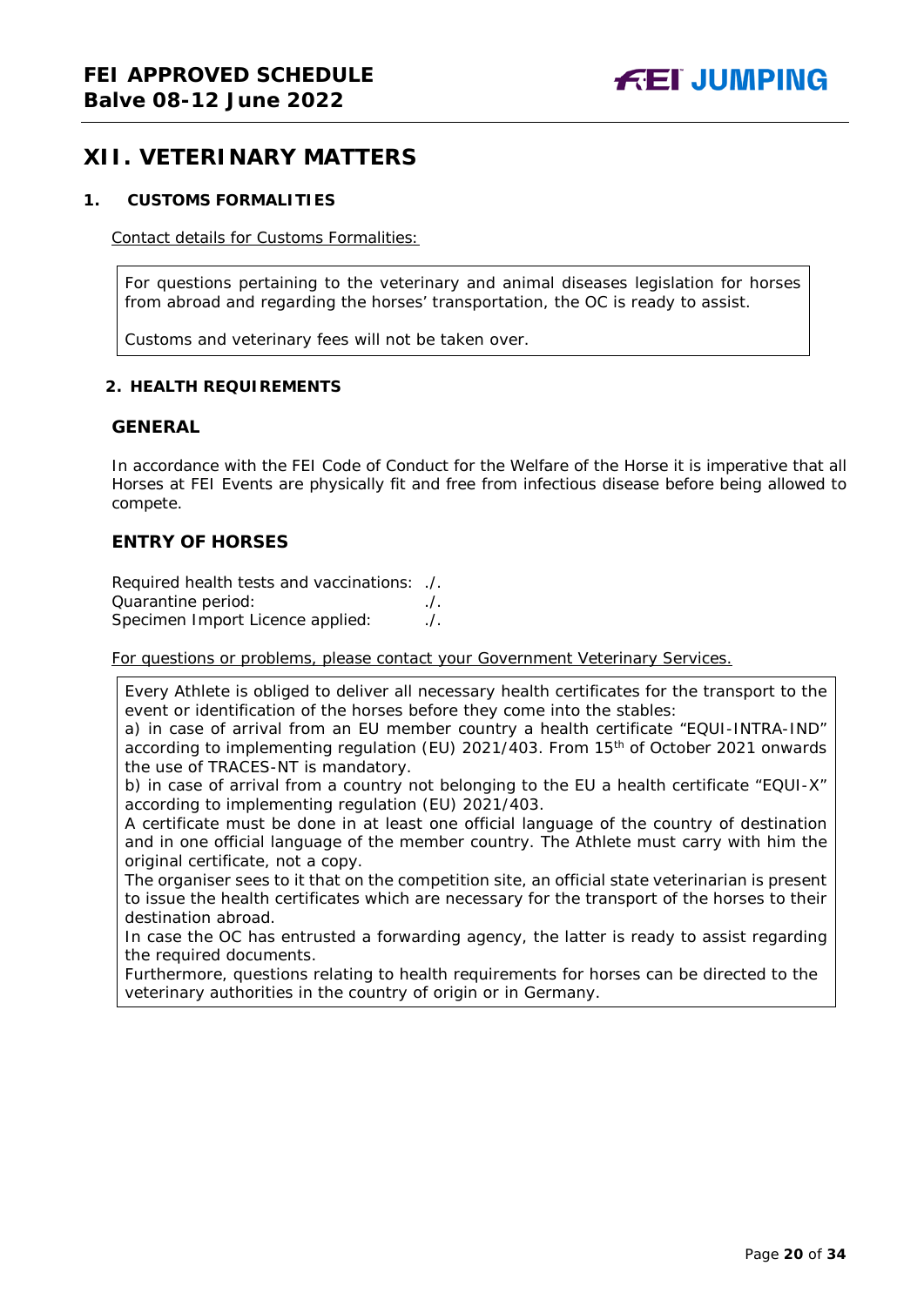# XII. VETERINARY MATTERS

## 1. CUSTOMS FORMALITIES

Contact details for Customs Formalities:

For questions pertaining to the veterinary and animal diseases legislation for horses from abroad and regarding the horses' transportation, the OC is ready to assist.

Customs and veterinary fees will not be taken over.

## 2. HEALTH REQUIREMENTS

### GENERAL

In accordance with the FEI Code of Conduct for the Welfare of the Horse it is imperative that all Horses at FEI Events are physically fit and free from infectious disease before being allowed to compete.

### ENTRY OF HORSES

Required health tests and vaccinations: ./.
Quarantine period: ./.
Specimen Import Licence applied: ./.

For questions or problems, please contact your Government Veterinary Services.

Every Athlete is obliged to deliver all necessary health certificates for the transport to the event or identification of the horses before they come into the stables:
a) in case of arrival from an EU member country a health certificate "EQUI-INTRA-IND" according to implementing regulation (EU) 2021/403. From 15th of October 2021 onwards the use of TRACES-NT is mandatory.
b) in case of arrival from a country not belonging to the EU a health certificate "EQUI-X" according to implementing regulation (EU) 2021/403.
A certificate must be done in at least one official language of the country of destination and in one official language of the member country. The Athlete must carry with him the original certificate, not a copy.
The organiser sees to it that on the competition site, an official state veterinarian is present to issue the health certificates which are necessary for the transport of the horses to their destination abroad.
In case the OC has entrusted a forwarding agency, the latter is ready to assist regarding the required documents.
Furthermore, questions relating to health requirements for horses can be directed to the veterinary authorities in the country of origin or in Germany.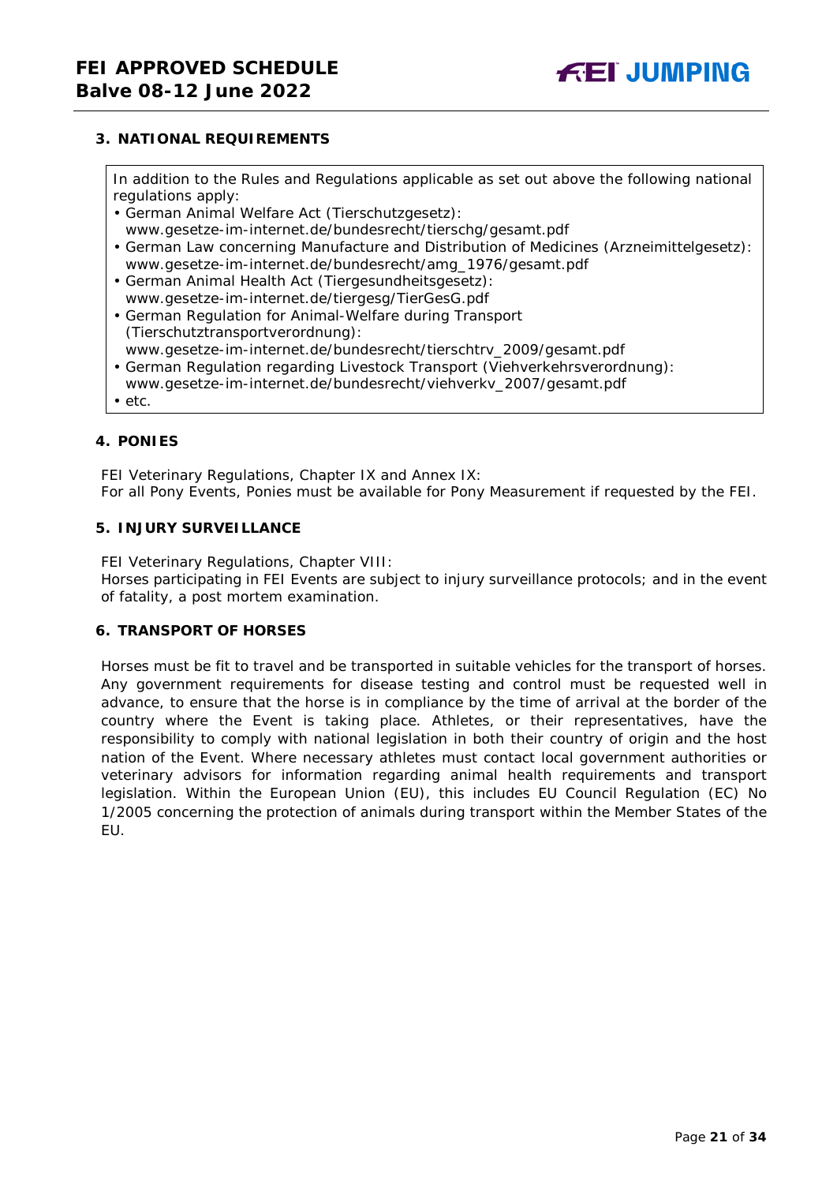### 3. NATIONAL REQUIREMENTS

In addition to the Rules and Regulations applicable as set out above the following national regulations apply:

- German Animal Welfare Act (Tierschutzgesetz): www.gesetze-im-internet.de/bundesrecht/tierschg/gesamt.pdf
- German Law concerning Manufacture and Distribution of Medicines (Arzneimittelgesetz): www.gesetze-im-internet.de/bundesrecht/amg_1976/gesamt.pdf
- German Animal Health Act (Tiergesundheitsgesetz): www.gesetze-im-internet.de/tiergesg/TierGesG.pdf
- German Regulation for Animal-Welfare during Transport (Tierschutztransportverordnung): www.gesetze-im-internet.de/bundesrecht/tierschtrv_2009/gesamt.pdf
- German Regulation regarding Livestock Transport (Viehverkehrsverordnung): www.gesetze-im-internet.de/bundesrecht/viehverkv_2007/gesamt.pdf
- etc.

### 4. PONIES

FEI Veterinary Regulations, Chapter IX and Annex IX:
For all Pony Events, Ponies must be available for Pony Measurement if requested by the FEI.

### 5. INJURY SURVEILLANCE

FEI Veterinary Regulations, Chapter VIII:
Horses participating in FEI Events are subject to injury surveillance protocols; and in the event of fatality, a post mortem examination.

### 6. TRANSPORT OF HORSES

Horses must be fit to travel and be transported in suitable vehicles for the transport of horses. Any government requirements for disease testing and control must be requested well in advance, to ensure that the horse is in compliance by the time of arrival at the border of the country where the Event is taking place. Athletes, or their representatives, have the responsibility to comply with national legislation in both their country of origin and the host nation of the Event. Where necessary athletes must contact local government authorities or veterinary advisors for information regarding animal health requirements and transport legislation. Within the European Union (EU), this includes EU Council Regulation (EC) No 1/2005 concerning the protection of animals during transport within the Member States of the EU.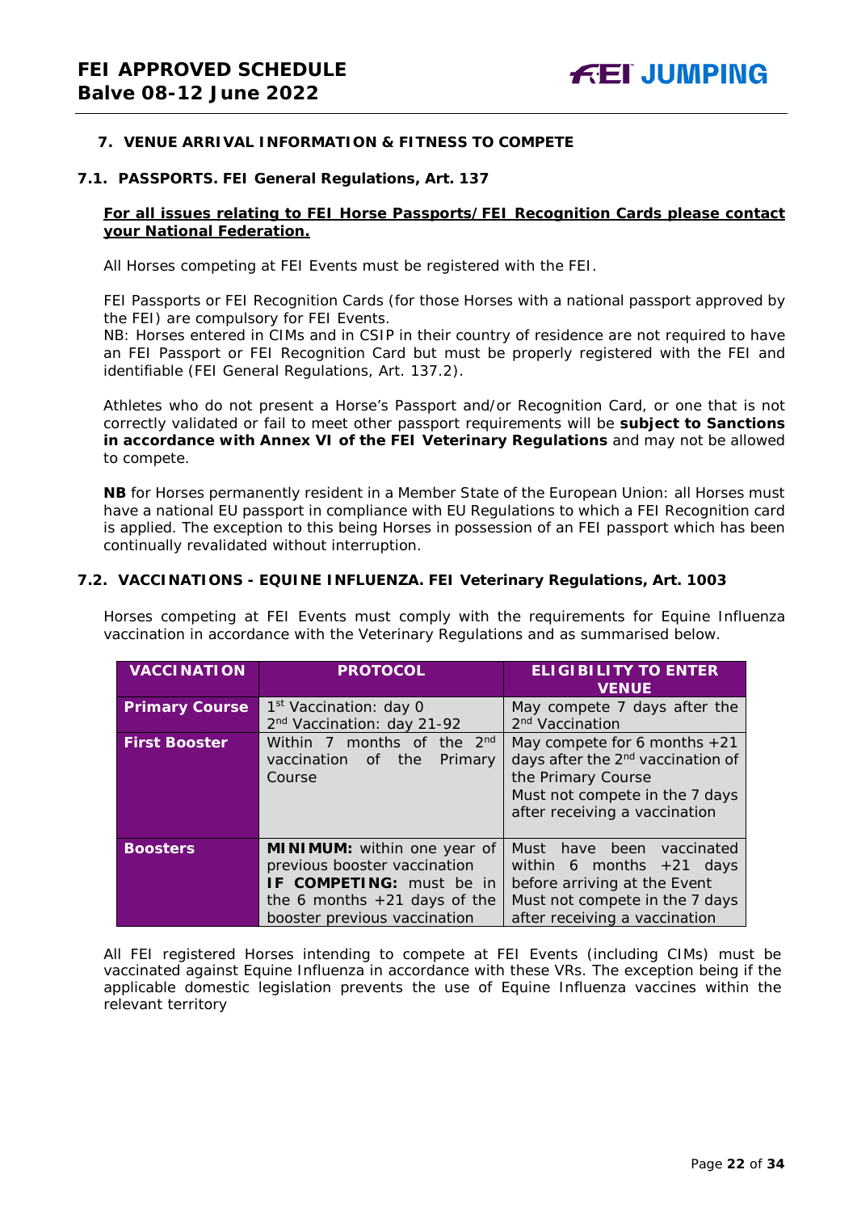## 7. VENUE ARRIVAL INFORMATION & FITNESS TO COMPETE

### 7.1. PASSPORTS. FEI General Regulations, Art. 137

**For all issues relating to FEI Horse Passports/FEI Recognition Cards please contact your National Federation.**

All Horses competing at FEI Events must be registered with the FEI.

FEI Passports or FEI Recognition Cards (for those Horses with a national passport approved by the FEI) are compulsory for FEI Events.
NB: Horses entered in CIMs and in CSIP in their country of residence are not required to have an FEI Passport or FEI Recognition Card but must be properly registered with the FEI and identifiable (FEI General Regulations, Art. 137.2).

Athletes who do not present a Horse's Passport and/or Recognition Card, or one that is not correctly validated or fail to meet other passport requirements will be **subject to Sanctions in accordance with Annex VI of the FEI Veterinary Regulations** and may not be allowed to compete.

**NB** for Horses permanently resident in a Member State of the European Union: all Horses must have a national EU passport in compliance with EU Regulations to which a FEI Recognition card is applied. The exception to this being Horses in possession of an FEI passport which has been continually revalidated without interruption.

### 7.2. VACCINATIONS - EQUINE INFLUENZA. FEI Veterinary Regulations, Art. 1003

Horses competing at FEI Events must comply with the requirements for Equine Influenza vaccination in accordance with the Veterinary Regulations and as summarised below.

| VACCINATION | PROTOCOL | ELIGIBILITY TO ENTER VENUE |
|---|---|---|
| **Primary Course** | 1st Vaccination: day 0<br>2nd Vaccination: day 21-92 | May compete 7 days after the 2nd Vaccination |
| **First Booster** | Within 7 months of the 2nd vaccination of the Primary Course | May compete for 6 months +21 days after the 2nd vaccination of the Primary Course<br>Must not compete in the 7 days after receiving a vaccination |
| **Boosters** | **MINIMUM:** within one year of previous booster vaccination<br>**IF COMPETING:** must be in the 6 months +21 days of the booster previous vaccination | Must have been vaccinated within 6 months +21 days before arriving at the Event<br>Must not compete in the 7 days after receiving a vaccination |

All FEI registered Horses intending to compete at FEI Events (including CIMs) must be vaccinated against Equine Influenza in accordance with these VRs. The exception being if the applicable domestic legislation prevents the use of Equine Influenza vaccines within the relevant territory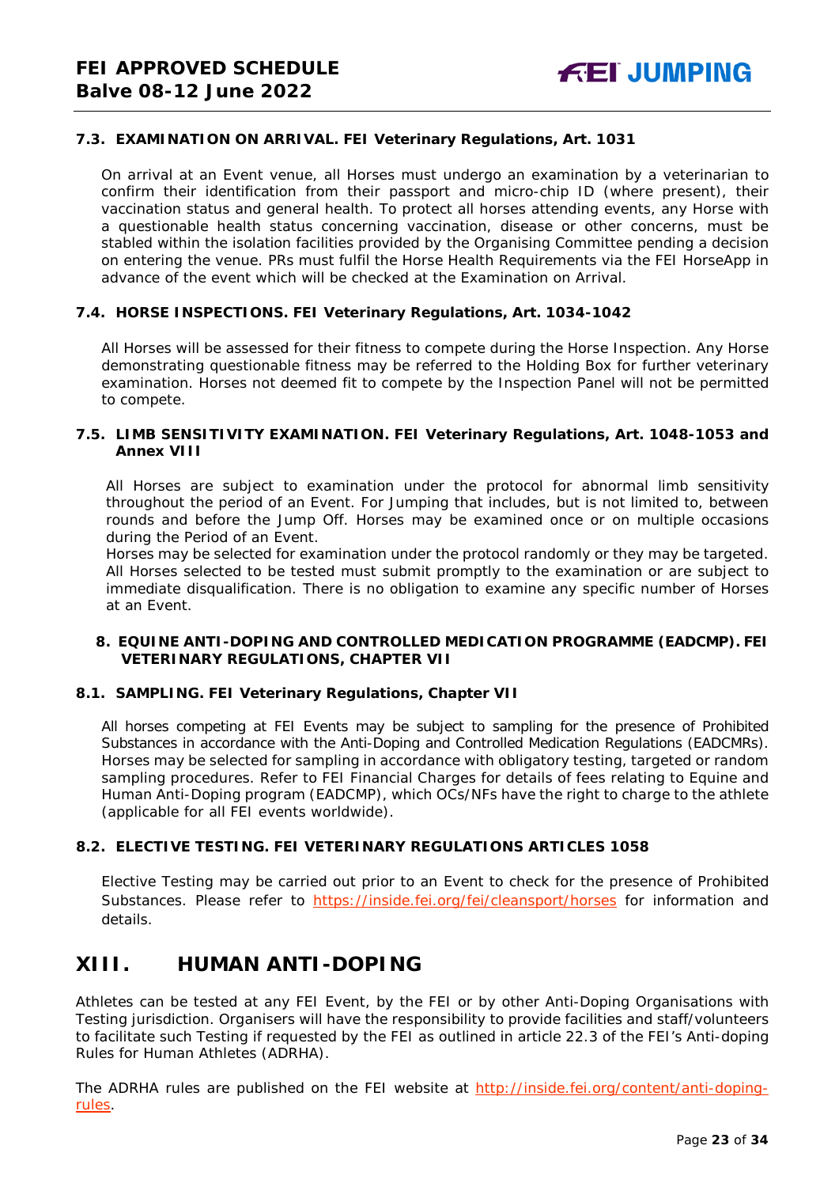### 7.3. EXAMINATION ON ARRIVAL. FEI Veterinary Regulations, Art. 1031

On arrival at an Event venue, all Horses must undergo an examination by a veterinarian to confirm their identification from their passport and micro-chip ID (where present), their vaccination status and general health. To protect all horses attending events, any Horse with a questionable health status concerning vaccination, disease or other concerns, must be stabled within the isolation facilities provided by the Organising Committee pending a decision on entering the venue. PRs must fulfil the Horse Health Requirements via the FEI HorseApp in advance of the event which will be checked at the Examination on Arrival.

### 7.4. HORSE INSPECTIONS. FEI Veterinary Regulations, Art. 1034-1042

All Horses will be assessed for their fitness to compete during the Horse Inspection. Any Horse demonstrating questionable fitness may be referred to the Holding Box for further veterinary examination. Horses not deemed fit to compete by the Inspection Panel will not be permitted to compete.

### 7.5. LIMB SENSITIVITY EXAMINATION. FEI Veterinary Regulations, Art. 1048-1053 and Annex VIII

All Horses are subject to examination under the protocol for abnormal limb sensitivity throughout the period of an Event. For Jumping that includes, but is not limited to, between rounds and before the Jump Off. Horses may be examined once or on multiple occasions during the Period of an Event.
Horses may be selected for examination under the protocol randomly or they may be targeted. All Horses selected to be tested must submit promptly to the examination or are subject to immediate disqualification. There is no obligation to examine any specific number of Horses at an Event.

## 8. EQUINE ANTI-DOPING AND CONTROLLED MEDICATION PROGRAMME (EADCMP). FEI VETERINARY REGULATIONS, CHAPTER VII

### 8.1. SAMPLING. FEI Veterinary Regulations, Chapter VII

All horses competing at FEI Events may be subject to sampling for the presence of Prohibited Substances in accordance with the Anti-Doping and Controlled Medication Regulations (EADCMRs). Horses may be selected for sampling in accordance with obligatory testing, targeted or random sampling procedures. Refer to FEI Financial Charges for details of fees relating to Equine and Human Anti-Doping program (EADCMP), which OCs/NFs have the right to charge to the athlete (applicable for all FEI events worldwide).

### 8.2. ELECTIVE TESTING. FEI VETERINARY REGULATIONS ARTICLES 1058

Elective Testing may be carried out prior to an Event to check for the presence of Prohibited Substances. Please refer to https://inside.fei.org/fei/cleansport/horses for information and details.

# XIII. HUMAN ANTI-DOPING

Athletes can be tested at any FEI Event, by the FEI or by other Anti-Doping Organisations with Testing jurisdiction. Organisers will have the responsibility to provide facilities and staff/volunteers to facilitate such Testing if requested by the FEI as outlined in article 22.3 of the FEI's Anti-doping Rules for Human Athletes (ADRHA).

The ADRHA rules are published on the FEI website at http://inside.fei.org/content/anti-doping-rules.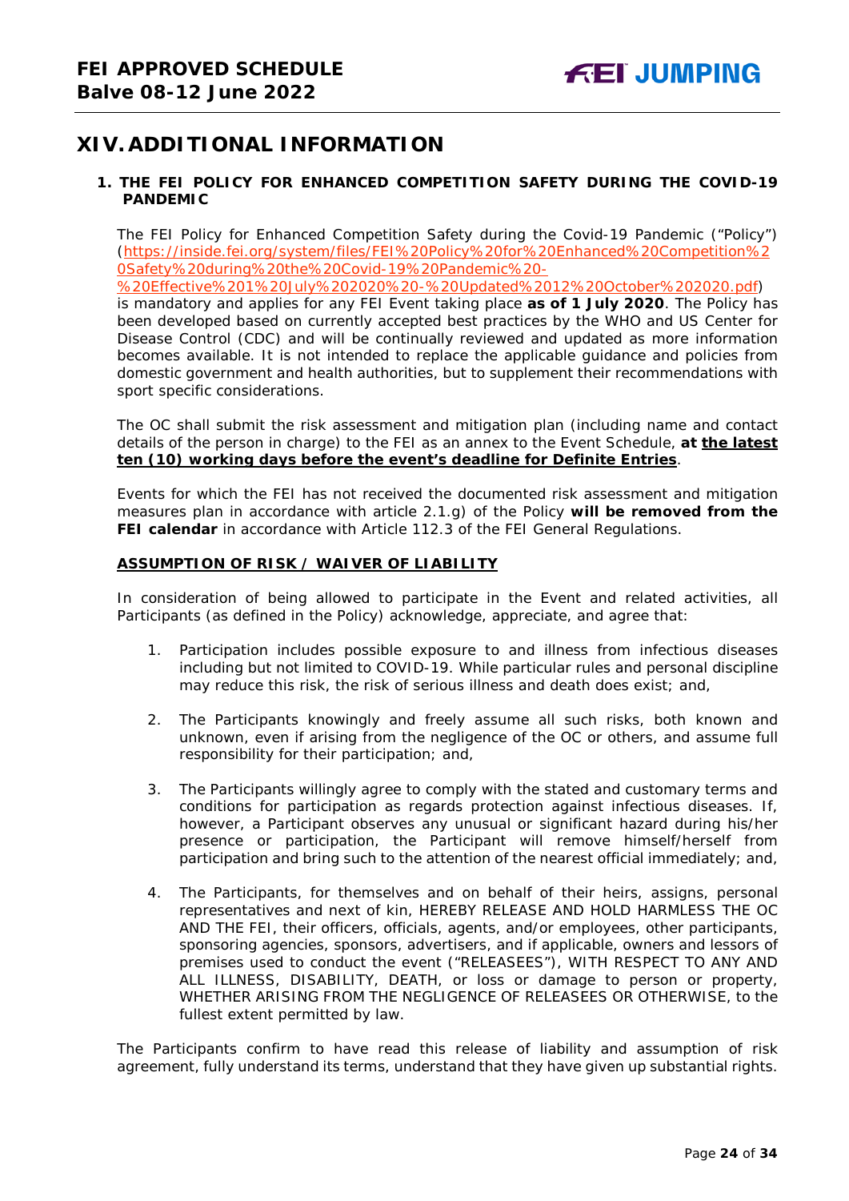# XIV. ADDITIONAL INFORMATION

## 1. THE FEI POLICY FOR ENHANCED COMPETITION SAFETY DURING THE COVID-19 PANDEMIC

The FEI Policy for Enhanced Competition Safety during the Covid-19 Pandemic ("Policy") (https://inside.fei.org/system/files/FEI%20Policy%20for%20Enhanced%20Competition%20Safety%20during%20the%20Covid-19%20Pandemic%20-%20Effective%201%20July%202020%20-%20Updated%2012%20October%202020.pdf) is mandatory and applies for any FEI Event taking place **as of 1 July 2020**. The Policy has been developed based on currently accepted best practices by the WHO and US Center for Disease Control (CDC) and will be continually reviewed and updated as more information becomes available. It is not intended to replace the applicable guidance and policies from domestic government and health authorities, but to supplement their recommendations with sport specific considerations.

The OC shall submit the risk assessment and mitigation plan (including name and contact details of the person in charge) to the FEI as an annex to the Event Schedule, **at <u>the latest ten (10) working days before the event's deadline for Definite Entries</u>**.

Events for which the FEI has not received the documented risk assessment and mitigation measures plan in accordance with article 2.1.g) of the Policy **will be removed from the FEI calendar** in accordance with Article 112.3 of the FEI General Regulations.

**<u>ASSUMPTION OF RISK / WAIVER OF LIABILITY</u>**

In consideration of being allowed to participate in the Event and related activities, all Participants (as defined in the Policy) acknowledge, appreciate, and agree that:

1. Participation includes possible exposure to and illness from infectious diseases including but not limited to COVID-19. While particular rules and personal discipline may reduce this risk, the risk of serious illness and death does exist; and,

2. The Participants knowingly and freely assume all such risks, both known and unknown, even if arising from the negligence of the OC or others, and assume full responsibility for their participation; and,

3. The Participants willingly agree to comply with the stated and customary terms and conditions for participation as regards protection against infectious diseases. If, however, a Participant observes any unusual or significant hazard during his/her presence or participation, the Participant will remove himself/herself from participation and bring such to the attention of the nearest official immediately; and,

4. The Participants, for themselves and on behalf of their heirs, assigns, personal representatives and next of kin, HEREBY RELEASE AND HOLD HARMLESS THE OC AND THE FEI, their officers, officials, agents, and/or employees, other participants, sponsoring agencies, sponsors, advertisers, and if applicable, owners and lessors of premises used to conduct the event ("RELEASEES"), WITH RESPECT TO ANY AND ALL ILLNESS, DISABILITY, DEATH, or loss or damage to person or property, WHETHER ARISING FROM THE NEGLIGENCE OF RELEASEES OR OTHERWISE, to the fullest extent permitted by law.

The Participants confirm to have read this release of liability and assumption of risk agreement, fully understand its terms, understand that they have given up substantial rights.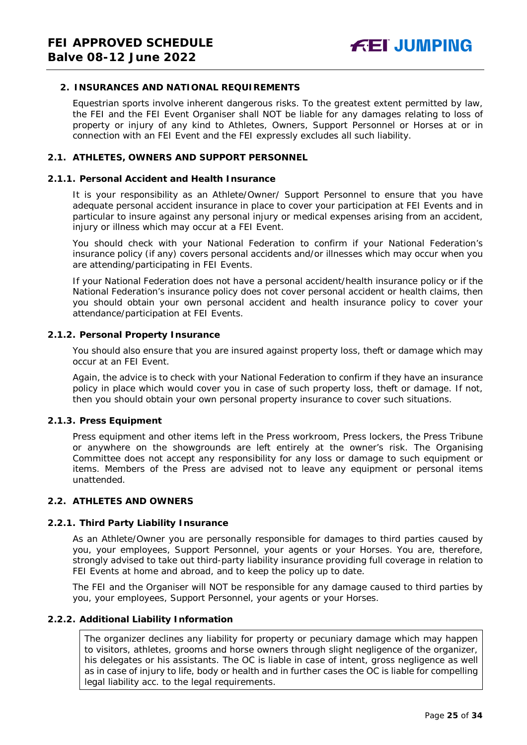## 2. INSURANCES AND NATIONAL REQUIREMENTS

Equestrian sports involve inherent dangerous risks. To the greatest extent permitted by law, the FEI and the FEI Event Organiser shall NOT be liable for any damages relating to loss of property or injury of any kind to Athletes, Owners, Support Personnel or Horses at or in connection with an FEI Event and the FEI expressly excludes all such liability.

### 2.1. ATHLETES, OWNERS AND SUPPORT PERSONNEL

#### 2.1.1. Personal Accident and Health Insurance

It is your responsibility as an Athlete/Owner/ Support Personnel to ensure that you have adequate personal accident insurance in place to cover your participation at FEI Events and in particular to insure against any personal injury or medical expenses arising from an accident, injury or illness which may occur at a FEI Event.

You should check with your National Federation to confirm if your National Federation's insurance policy (if any) covers personal accidents and/or illnesses which may occur when you are attending/participating in FEI Events.

If your National Federation does not have a personal accident/health insurance policy or if the National Federation's insurance policy does not cover personal accident or health claims, then you should obtain your own personal accident and health insurance policy to cover your attendance/participation at FEI Events.

#### 2.1.2. Personal Property Insurance

You should also ensure that you are insured against property loss, theft or damage which may occur at an FEI Event.

Again, the advice is to check with your National Federation to confirm if they have an insurance policy in place which would cover you in case of such property loss, theft or damage. If not, then you should obtain your own personal property insurance to cover such situations.

#### 2.1.3. Press Equipment

Press equipment and other items left in the Press workroom, Press lockers, the Press Tribune or anywhere on the showgrounds are left entirely at the owner's risk. The Organising Committee does not accept any responsibility for any loss or damage to such equipment or items. Members of the Press are advised not to leave any equipment or personal items unattended.

### 2.2. ATHLETES AND OWNERS

#### 2.2.1. Third Party Liability Insurance

As an Athlete/Owner you are personally responsible for damages to third parties caused by you, your employees, Support Personnel, your agents or your Horses. You are, therefore, strongly advised to take out third-party liability insurance providing full coverage in relation to FEI Events at home and abroad, and to keep the policy up to date.

The FEI and the Organiser will NOT be responsible for any damage caused to third parties by you, your employees, Support Personnel, your agents or your Horses.

#### 2.2.2. Additional Liability Information

The organizer declines any liability for property or pecuniary damage which may happen to visitors, athletes, grooms and horse owners through slight negligence of the organizer, his delegates or his assistants. The OC is liable in case of intent, gross negligence as well as in case of injury to life, body or health and in further cases the OC is liable for compelling legal liability acc. to the legal requirements.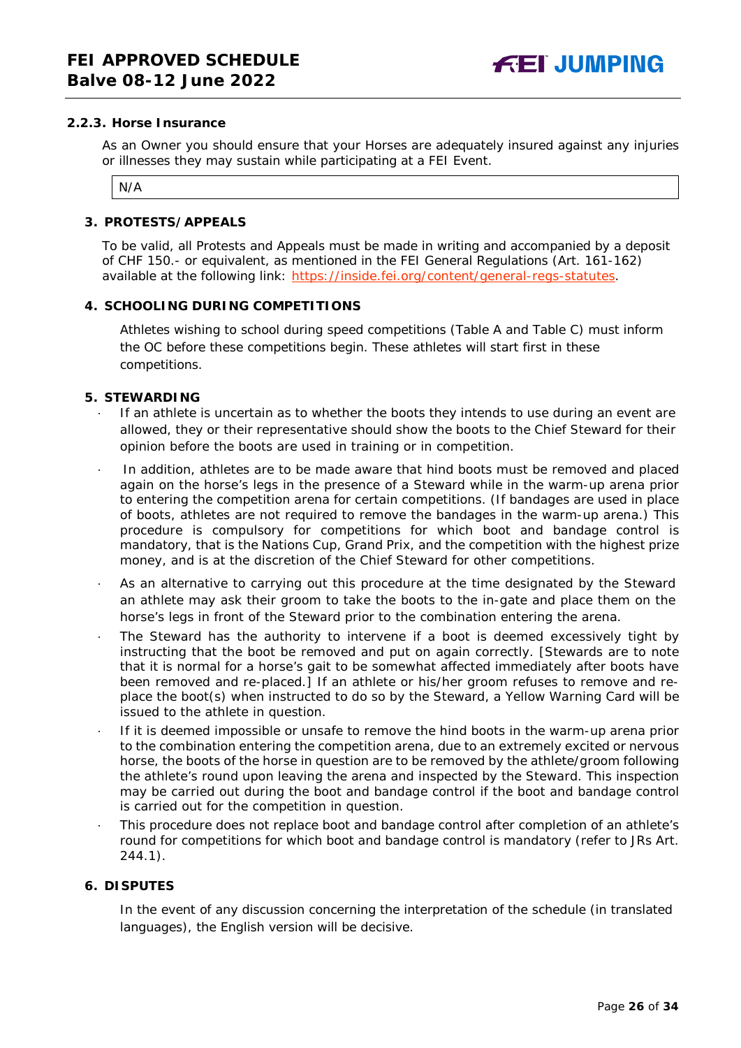#### 2.2.3. Horse Insurance

As an Owner you should ensure that your Horses are adequately insured against any injuries or illnesses they may sustain while participating at a FEI Event.

| N/A |
|---|

## 3. PROTESTS/APPEALS

To be valid, all Protests and Appeals must be made in writing and accompanied by a deposit of CHF 150.- or equivalent, as mentioned in the FEI General Regulations (Art. 161-162) available at the following link: https://inside.fei.org/content/general-regs-statutes.

## 4. SCHOOLING DURING COMPETITIONS

Athletes wishing to school during speed competitions (Table A and Table C) must inform the OC before these competitions begin. These athletes will start first in these competitions.

## 5. STEWARDING

- If an athlete is uncertain as to whether the boots they intends to use during an event are allowed, they or their representative should show the boots to the Chief Steward for their opinion before the boots are used in training or in competition.
- In addition, athletes are to be made aware that hind boots must be removed and placed again on the horse's legs in the presence of a Steward while in the warm-up arena prior to entering the competition arena for certain competitions. (If bandages are used in place of boots, athletes are not required to remove the bandages in the warm-up arena.) This procedure is compulsory for competitions for which boot and bandage control is mandatory, that is the Nations Cup, Grand Prix, and the competition with the highest prize money, and is at the discretion of the Chief Steward for other competitions.
- As an alternative to carrying out this procedure at the time designated by the Steward an athlete may ask their groom to take the boots to the in-gate and place them on the horse's legs in front of the Steward prior to the combination entering the arena.
- The Steward has the authority to intervene if a boot is deemed excessively tight by instructing that the boot be removed and put on again correctly. [Stewards are to note that it is normal for a horse's gait to be somewhat affected immediately after boots have been removed and re-placed.] If an athlete or his/her groom refuses to remove and re-place the boot(s) when instructed to do so by the Steward, a Yellow Warning Card will be issued to the athlete in question.
- If it is deemed impossible or unsafe to remove the hind boots in the warm-up arena prior to the combination entering the competition arena, due to an extremely excited or nervous horse, the boots of the horse in question are to be removed by the athlete/groom following the athlete's round upon leaving the arena and inspected by the Steward. This inspection may be carried out during the boot and bandage control if the boot and bandage control is carried out for the competition in question.
- This procedure does not replace boot and bandage control after completion of an athlete's round for competitions for which boot and bandage control is mandatory (refer to JRs Art. 244.1).

## 6. DISPUTES

In the event of any discussion concerning the interpretation of the schedule (in translated languages), the English version will be decisive.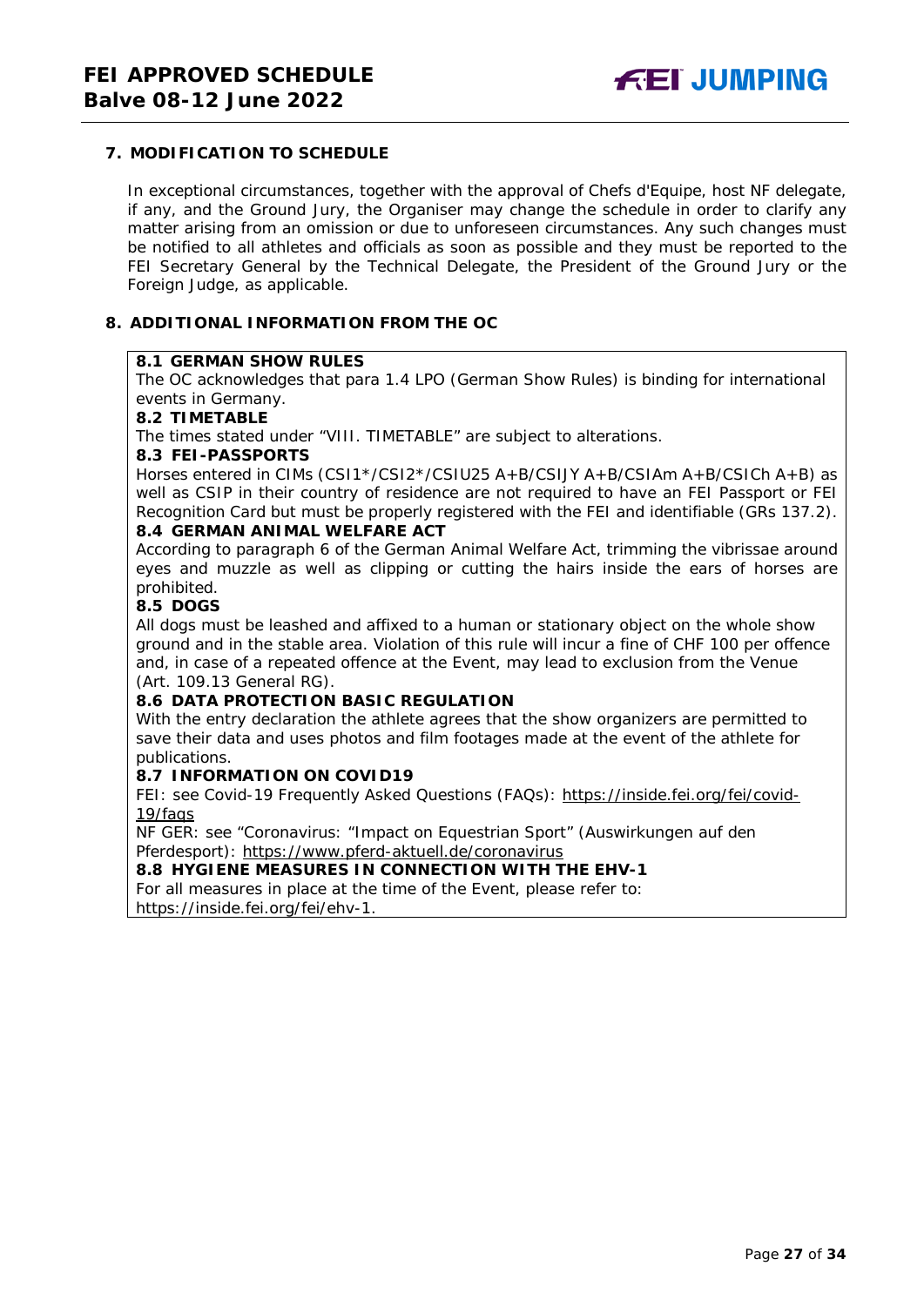## 7. MODIFICATION TO SCHEDULE

In exceptional circumstances, together with the approval of Chefs d'Equipe, host NF delegate, if any, and the Ground Jury, the Organiser may change the schedule in order to clarify any matter arising from an omission or due to unforeseen circumstances. Any such changes must be notified to all athletes and officials as soon as possible and they must be reported to the FEI Secretary General by the Technical Delegate, the President of the Ground Jury or the Foreign Judge, as applicable.

## 8. ADDITIONAL INFORMATION FROM THE OC

### 8.1 GERMAN SHOW RULES

The OC acknowledges that para 1.4 LPO (German Show Rules) is binding for international events in Germany.

### 8.2 TIMETABLE

The times stated under "VIII. TIMETABLE" are subject to alterations.

### 8.3 FEI-PASSPORTS

Horses entered in CIMs (CSI1*/CSI2*/CSIU25 A+B/CSIJY A+B/CSIAm A+B/CSICh A+B) as well as CSIP in their country of residence are not required to have an FEI Passport or FEI Recognition Card but must be properly registered with the FEI and identifiable (GRs 137.2).

### 8.4 GERMAN ANIMAL WELFARE ACT

According to paragraph 6 of the German Animal Welfare Act, trimming the vibrissae around eyes and muzzle as well as clipping or cutting the hairs inside the ears of horses are prohibited.

### 8.5 DOGS

All dogs must be leashed and affixed to a human or stationary object on the whole show ground and in the stable area. Violation of this rule will incur a fine of CHF 100 per offence and, in case of a repeated offence at the Event, may lead to exclusion from the Venue (Art. 109.13 General RG).

### 8.6 DATA PROTECTION BASIC REGULATION

With the entry declaration the athlete agrees that the show organizers are permitted to save their data and uses photos and film footages made at the event of the athlete for publications.

### 8.7 INFORMATION ON COVID19

FEI: see Covid-19 Frequently Asked Questions (FAQs): https://inside.fei.org/fei/covid-19/faqs

NF GER: see "Coronavirus: "Impact on Equestrian Sport" (Auswirkungen auf den Pferdesport): https://www.pferd-aktuell.de/coronavirus

### 8.8 HYGIENE MEASURES IN CONNECTION WITH THE EHV-1

For all measures in place at the time of the Event, please refer to: https://inside.fei.org/fei/ehv-1.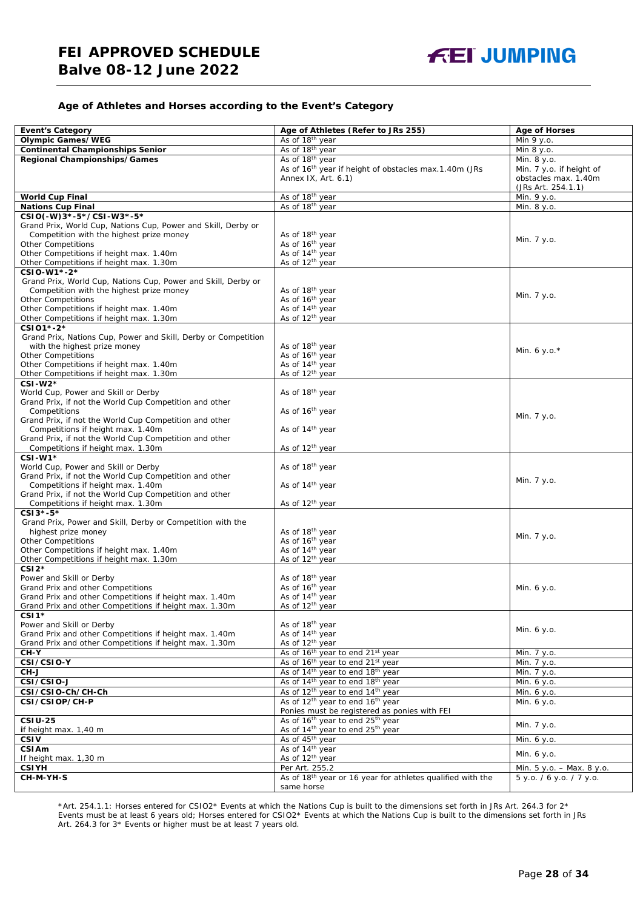### Age of Athletes and Horses according to the Event's Category

| Event's Category | Age of Athletes (Refer to JRs 255) | Age of Horses |
|---|---|---|
| **Olympic Games/WEG** | As of 18th year | Min 9 y.o. |
| **Continental Championships Senior** | As of 18th year | Min 8 y.o. |
| **Regional Championships/Games** | As of 18th year<br>As of 16th year if height of obstacles max.1.40m (JRs Annex IX, Art. 6.1) | Min. 8 y.o.<br>Min. 7 y.o. if height of obstacles max. 1.40m (JRs Art. 254.1.1) |
| **World Cup Final** | As of 18th year | Min. 9 y.o. |
| **Nations Cup Final** | As of 18th year | Min. 8 y.o. |
| **CSIO(-W)3*-5*/CSI-W3*-5***<br>Grand Prix, World Cup, Nations Cup, Power and Skill, Derby or Competition with the highest prize money<br>Other Competitions<br>Other Competitions if height max. 1.40m<br>Other Competitions if height max. 1.30m | <br>As of 18th year<br>As of 16th year<br>As of 14th year<br>As of 12th year | Min. 7 y.o. |
| **CSIO-W1*-2***<br>Grand Prix, World Cup, Nations Cup, Power and Skill, Derby or Competition with the highest prize money<br>Other Competitions<br>Other Competitions if height max. 1.40m<br>Other Competitions if height max. 1.30m | <br>As of 18th year<br>As of 16th year<br>As of 14th year<br>As of 12th year | Min. 7 y.o. |
| **CSIO1*-2***<br>Grand Prix, Nations Cup, Power and Skill, Derby or Competition with the highest prize money<br>Other Competitions<br>Other Competitions if height max. 1.40m<br>Other Competitions if height max. 1.30m | <br>As of 18th year<br>As of 16th year<br>As of 14th year<br>As of 12th year | Min. 6 y.o.* |
| **CSI-W2***<br>World Cup, Power and Skill or Derby<br>Grand Prix, if not the World Cup Competition and other Competitions<br>Grand Prix, if not the World Cup Competition and other Competitions if height max. 1.40m<br>Grand Prix, if not the World Cup Competition and other Competitions if height max. 1.30m | <br>As of 18th year<br>As of 16th year<br>As of 14th year<br>As of 12th year | Min. 7 y.o. |
| **CSI-W1***<br>World Cup, Power and Skill or Derby<br>Grand Prix, if not the World Cup Competition and other Competitions if height max. 1.40m<br>Grand Prix, if not the World Cup Competition and other Competitions if height max. 1.30m | <br>As of 18th year<br>As of 14th year<br>As of 12th year | Min. 7 y.o. |
| **CSI3*-5***<br>Grand Prix, Power and Skill, Derby or Competition with the highest prize money<br>Other Competitions<br>Other Competitions if height max. 1.40m<br>Other Competitions if height max. 1.30m | <br>As of 18th year<br>As of 16th year<br>As of 14th year<br>As of 12th year | Min. 7 y.o. |
| **CSI2***<br>Power and Skill or Derby<br>Grand Prix and other Competitions<br>Grand Prix and other Competitions if height max. 1.40m<br>Grand Prix and other Competitions if height max. 1.30m | <br>As of 18th year<br>As of 16th year<br>As of 14th year<br>As of 12th year | Min. 6 y.o. |
| **CSI1***<br>Power and Skill or Derby<br>Grand Prix and other Competitions if height max. 1.40m<br>Grand Prix and other Competitions if height max. 1.30m | <br>As of 18th year<br>As of 14th year<br>As of 12th year | Min. 6 y.o. |
| **CH-Y** | As of 16th year to end 21st year | Min. 7 y.o. |
| **CSI/CSIO-Y** | As of 16th year to end 21st year | Min. 7 y.o. |
| **CH-J** | As of 14th year to end 18th year | Min. 7 y.o. |
| **CSI/CSIO-J** | As of 14th year to end 18th year | Min. 6 y.o. |
| **CSI/CSIO-Ch/CH-Ch** | As of 12th year to end 14th year | Min. 6 y.o. |
| **CSI/CSIOP/CH-P** | As of 12th year to end 16th year<br>Ponies must be registered as ponies with FEI | Min. 6 y.o. |
| **CSIU-25**<br>If height max. 1,40 m | As of 16th year to end 25th year<br>As of 14th year to end 25th year | Min. 7 y.o. |
| **CSIV** | As of 45th year | Min. 6 y.o. |
| **CSIAm**<br>If height max. 1,30 m | As of 14th year<br>As of 12th year | Min. 6 y.o. |
| **CSIYH** | Per Art. 255.2 | Min. 5 y.o. – Max. 8 y.o. |
| **CH-M-YH-S** | As of 18th year or 16 year for athletes qualified with the same horse | 5 y.o. / 6 y.o. / 7 y.o. |

*Art. 254.1.1: Horses entered for CSIO2* Events at which the Nations Cup is built to the dimensions set forth in JRs Art. 264.3 for 2* Events must be at least 6 years old; Horses entered for CSIO2* Events at which the Nations Cup is built to the dimensions set forth in JRs Art. 264.3 for 3* Events or higher must be at least 7 years old.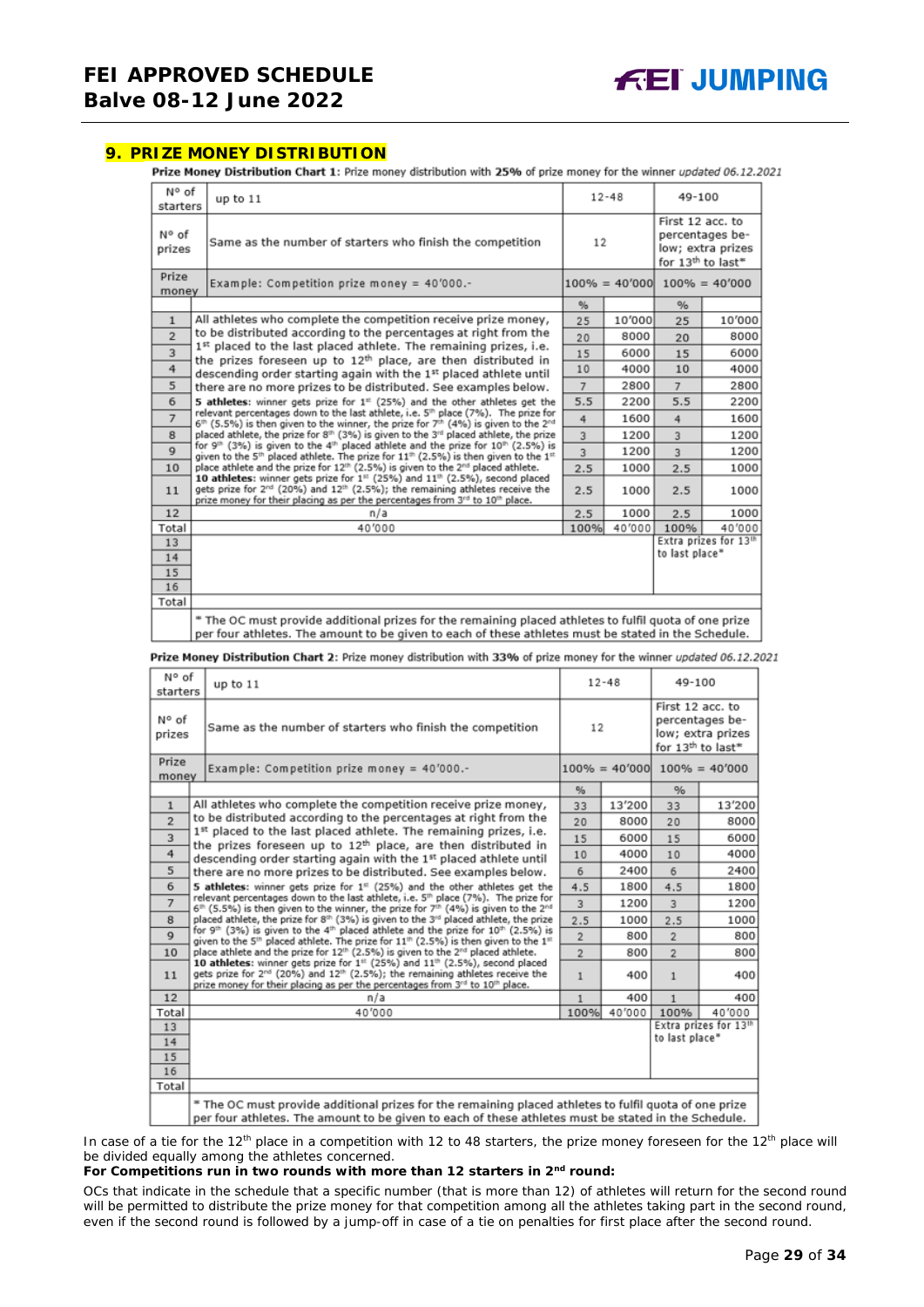## 9. PRIZE MONEY DISTRIBUTION

**Prize Money Distribution Chart 1**: Prize money distribution with **25%** of prize money for the winner *updated 06.12.2021*

| N° of starters | up to 11 | 12-48 | | 49-100 | |
|---|---|---|---|---|---|
| N° of prizes | Same as the number of starters who finish the competition | 12 | | First 12 acc. to percentages below; extra prizes for 13th to last* | |
| Prize money | Example: Competition prize money = 40'000.- | 100% = 40'000 | | 100% = 40'000 | |
| | | % | | % | |
| 1 | All athletes who complete the competition receive prize money, to be distributed according to the percentages at right from the 1st placed to the last placed athlete. The remaining prizes, i.e. the prizes foreseen up to 12th place, are then distributed in descending order starting again with the 1st placed athlete until there are no more prizes to be distributed. See examples below. **5 athletes**: winner gets prize for 1st (25%) and the other athletes get the relevant percentages down to the last athlete, i.e. 5th place (7%). The prize for 6th (5.5%) is then given to the winner, the prize for 7th (4%) is given to the 2nd placed athlete, the prize for 8th (3%) is given to the 3rd placed athlete, the prize for 9th (3%) is given to the 4th placed athlete and the prize for 10th (2.5%) is given to the 5th placed athlete. The prize for 11th (2.5%) is then given to the 1st place athlete and the prize for 12th (2.5%) is given to the 2nd placed athlete. **10 athletes**: winner gets prize for 1st (25%) and 11th (2.5%), second placed gets prize for 2nd (20%) and 12th (2.5%); the remaining athletes receive the prize money for their placing as per the percentages from 3rd to 10th place. | 25 | 10'000 | 25 | 10'000 |
| 2 | | 20 | 8000 | 20 | 8000 |
| 3 | | 15 | 6000 | 15 | 6000 |
| 4 | | 10 | 4000 | 10 | 4000 |
| 5 | | 7 | 2800 | 7 | 2800 |
| 6 | | 5.5 | 2200 | 5.5 | 2200 |
| 7 | | 4 | 1600 | 4 | 1600 |
| 8 | | 3 | 1200 | 3 | 1200 |
| 9 | | 3 | 1200 | 3 | 1200 |
| 10 | | 2.5 | 1000 | 2.5 | 1000 |
| 11 | | 2.5 | 1000 | 2.5 | 1000 |
| 12 | n/a | 2.5 | 1000 | 2.5 | 1000 |
| Total | 40'000 | 100% | 40'000 | 100% | 40'000 |
| 13 | | | | Extra prizes for 13th to last place* | |
| 14 | | | | | |
| 15 | | | | | |
| 16 | | | | | |
| Total | | | | | |
| | * The OC must provide additional prizes for the remaining placed athletes to fulfil quota of one prize per four athletes. The amount to be given to each of these athletes must be stated in the Schedule. | | | | |

**Prize Money Distribution Chart 2**: Prize money distribution with **33%** of prize money for the winner *updated 06.12.2021*

| N° of starters | up to 11 | 12-48 | | 49-100 | |
|---|---|---|---|---|---|
| N° of prizes | Same as the number of starters who finish the competition | 12 | | First 12 acc. to percentages below; extra prizes for 13th to last* | |
| Prize money | Example: Competition prize money = 40'000.- | 100% = 40'000 | | 100% = 40'000 | |
| | | % | | % | |
| 1 | All athletes who complete the competition receive prize money, to be distributed according to the percentages at right from the 1st placed to the last placed athlete. The remaining prizes, i.e. the prizes foreseen up to 12th place, are then distributed in descending order starting again with the 1st placed athlete until there are no more prizes to be distributed. See examples below. **5 athletes**: winner gets prize for 1st (25%) and the other athletes get the relevant percentages down to the last athlete, i.e. 5th place (7%). The prize for 6th (5.5%) is then given to the winner, the prize for 7th (4%) is given to the 2nd placed athlete, the prize for 8th (3%) is given to the 3rd placed athlete, the prize for 9th (3%) is given to the 4th placed athlete and the prize for 10th (2.5%) is given to the 5th placed athlete. The prize for 11th (2.5%) is then given to the 1st place athlete and the prize for 12th (2.5%) is given to the 2nd placed athlete. **10 athletes**: winner gets prize for 1st (25%) and 11th (2.5%), second placed gets prize for 2nd (20%) and 12th (2.5%); the remaining athletes receive the prize money for their placing as per the percentages from 3rd to 10th place. | 33 | 13'200 | 33 | 13'200 |
| 2 | | 20 | 8000 | 20 | 8000 |
| 3 | | 15 | 6000 | 15 | 6000 |
| 4 | | 10 | 4000 | 10 | 4000 |
| 5 | | 6 | 2400 | 6 | 2400 |
| 6 | | 4.5 | 1800 | 4.5 | 1800 |
| 7 | | 3 | 1200 | 3 | 1200 |
| 8 | | 2.5 | 1000 | 2.5 | 1000 |
| 9 | | 2 | 800 | 2 | 800 |
| 10 | | 2 | 800 | 2 | 800 |
| 11 | | 1 | 400 | 1 | 400 |
| 12 | n/a | 1 | 400 | 1 | 400 |
| Total | 40'000 | 100% | 40'000 | 100% | 40'000 |
| 13 | | | | Extra prizes for 13th to last place* | |
| 14 | | | | | |
| 15 | | | | | |
| 16 | | | | | |
| Total | | | | | |
| | * The OC must provide additional prizes for the remaining placed athletes to fulfil quota of one prize per four athletes. The amount to be given to each of these athletes must be stated in the Schedule. | | | | |

In case of a tie for the 12th place in a competition with 12 to 48 starters, the prize money foreseen for the 12th place will be divided equally among the athletes concerned.

**For Competitions run in two rounds with more than 12 starters in 2nd round:**

OCs that indicate in the schedule that a specific number (that is more than 12) of athletes will return for the second round will be permitted to distribute the prize money for that competition among all the athletes taking part in the second round, even if the second round is followed by a jump-off in case of a tie on penalties for first place after the second round.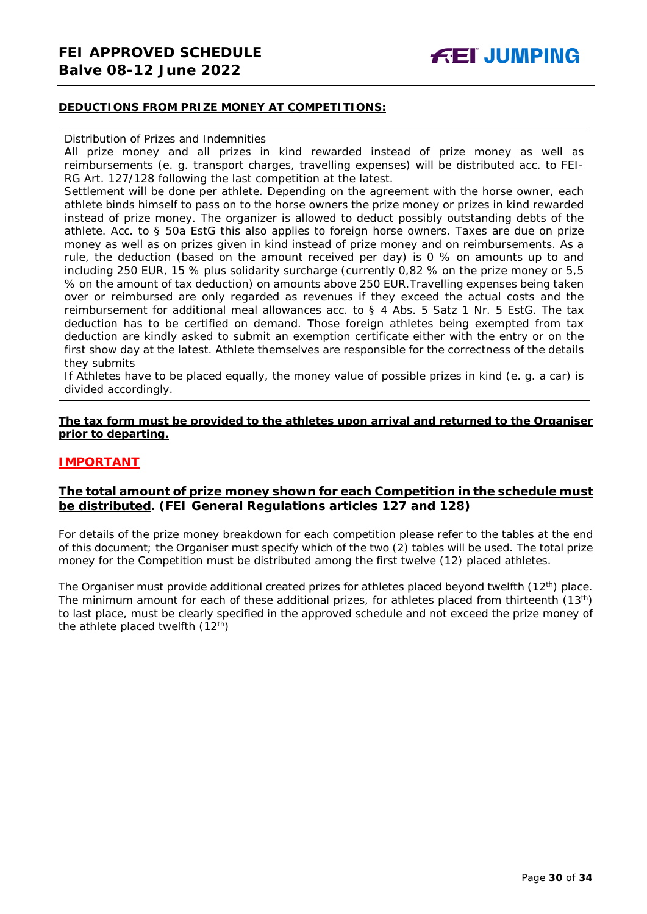**DEDUCTIONS FROM PRIZE MONEY AT COMPETITIONS:**

Distribution of Prizes and Indemnities

All prize money and all prizes in kind rewarded instead of prize money as well as reimbursements (e. g. transport charges, travelling expenses) will be distributed acc. to FEI-RG Art. 127/128 following the last competition at the latest.

Settlement will be done per athlete. Depending on the agreement with the horse owner, each athlete binds himself to pass on to the horse owners the prize money or prizes in kind rewarded instead of prize money. The organizer is allowed to deduct possibly outstanding debts of the athlete. Acc. to § 50a EstG this also applies to foreign horse owners. Taxes are due on prize money as well as on prizes given in kind instead of prize money and on reimbursements. As a rule, the deduction (based on the amount received per day) is 0 % on amounts up to and including 250 EUR, 15 % plus solidarity surcharge (currently 0,82 % on the prize money or 5,5 % on the amount of tax deduction) on amounts above 250 EUR.Travelling expenses being taken over or reimbursed are only regarded as revenues if they exceed the actual costs and the reimbursement for additional meal allowances acc. to § 4 Abs. 5 Satz 1 Nr. 5 EstG. The tax deduction has to be certified on demand. Those foreign athletes being exempted from tax deduction are kindly asked to submit an exemption certificate either with the entry or on the first show day at the latest. Athlete themselves are responsible for the correctness of the details they submits

If Athletes have to be placed equally, the money value of possible prizes in kind (e. g. a car) is divided accordingly.

**The tax form must be provided to the athletes upon arrival and returned to the Organiser prior to departing.**

## IMPORTANT

**The total amount of prize money shown for each Competition in the schedule must be distributed. (FEI General Regulations articles 127 and 128)**

For details of the prize money breakdown for each competition please refer to the tables at the end of this document; the Organiser must specify which of the two (2) tables will be used. The total prize money for the Competition must be distributed among the first twelve (12) placed athletes.

The Organiser must provide additional created prizes for athletes placed beyond twelfth (12th) place. The minimum amount for each of these additional prizes, for athletes placed from thirteenth (13th) to last place, must be clearly specified in the approved schedule and not exceed the prize money of the athlete placed twelfth (12th)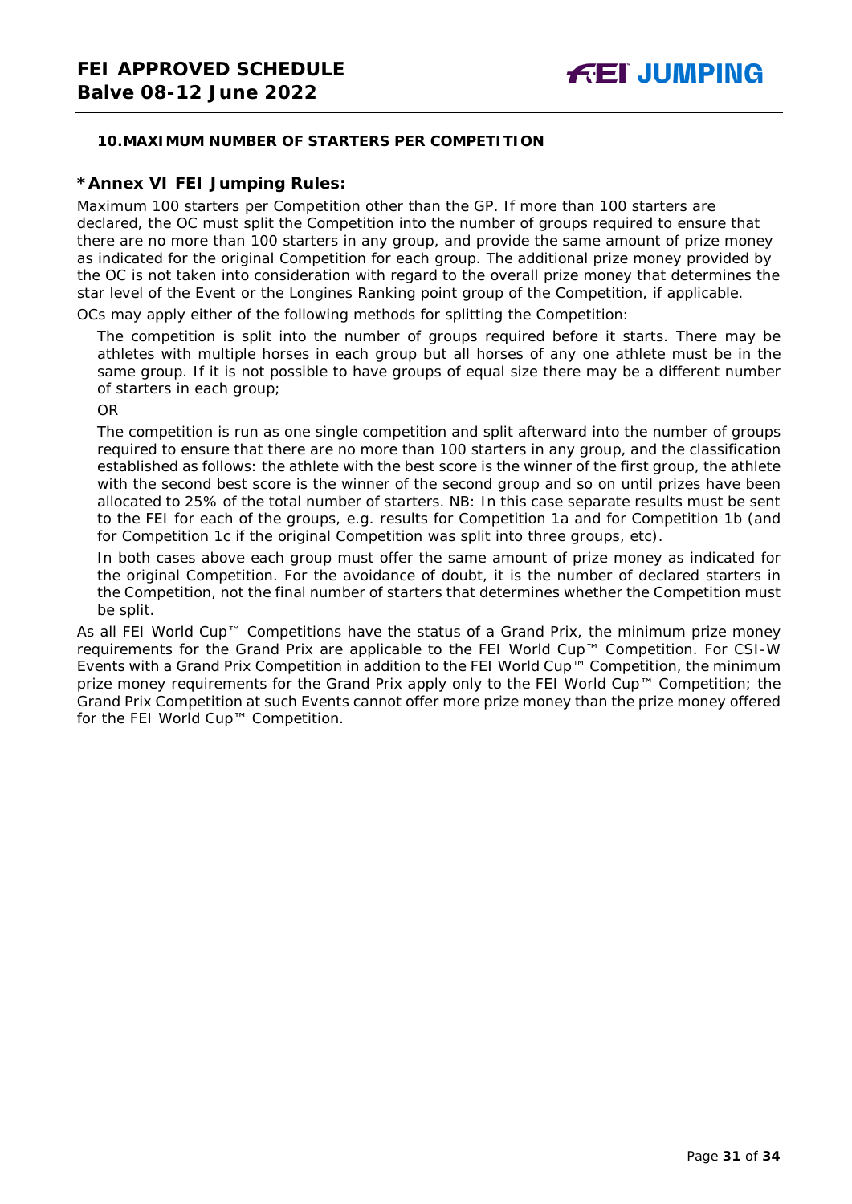## 10. MAXIMUM NUMBER OF STARTERS PER COMPETITION

### *Annex VI FEI Jumping Rules:

Maximum 100 starters per Competition other than the GP. If more than 100 starters are declared, the OC must split the Competition into the number of groups required to ensure that there are no more than 100 starters in any group, and provide the same amount of prize money as indicated for the original Competition for each group. The additional prize money provided by the OC is not taken into consideration with regard to the overall prize money that determines the star level of the Event or the Longines Ranking point group of the Competition, if applicable.

OCs may apply either of the following methods for splitting the Competition:

The competition is split into the number of groups required before it starts. There may be athletes with multiple horses in each group but all horses of any one athlete must be in the same group. If it is not possible to have groups of equal size there may be a different number of starters in each group;

OR

The competition is run as one single competition and split afterward into the number of groups required to ensure that there are no more than 100 starters in any group, and the classification established as follows: the athlete with the best score is the winner of the first group, the athlete with the second best score is the winner of the second group and so on until prizes have been allocated to 25% of the total number of starters. NB: In this case separate results must be sent to the FEI for each of the groups, e.g. results for Competition 1a and for Competition 1b (and for Competition 1c if the original Competition was split into three groups, etc).

In both cases above each group must offer the same amount of prize money as indicated for the original Competition. For the avoidance of doubt, it is the number of declared starters in the Competition, not the final number of starters that determines whether the Competition must be split.

As all FEI World Cup™ Competitions have the status of a Grand Prix, the minimum prize money requirements for the Grand Prix are applicable to the FEI World Cup™ Competition. For CSI-W Events with a Grand Prix Competition in addition to the FEI World Cup™ Competition, the minimum prize money requirements for the Grand Prix apply only to the FEI World Cup™ Competition; the Grand Prix Competition at such Events cannot offer more prize money than the prize money offered for the FEI World Cup™ Competition.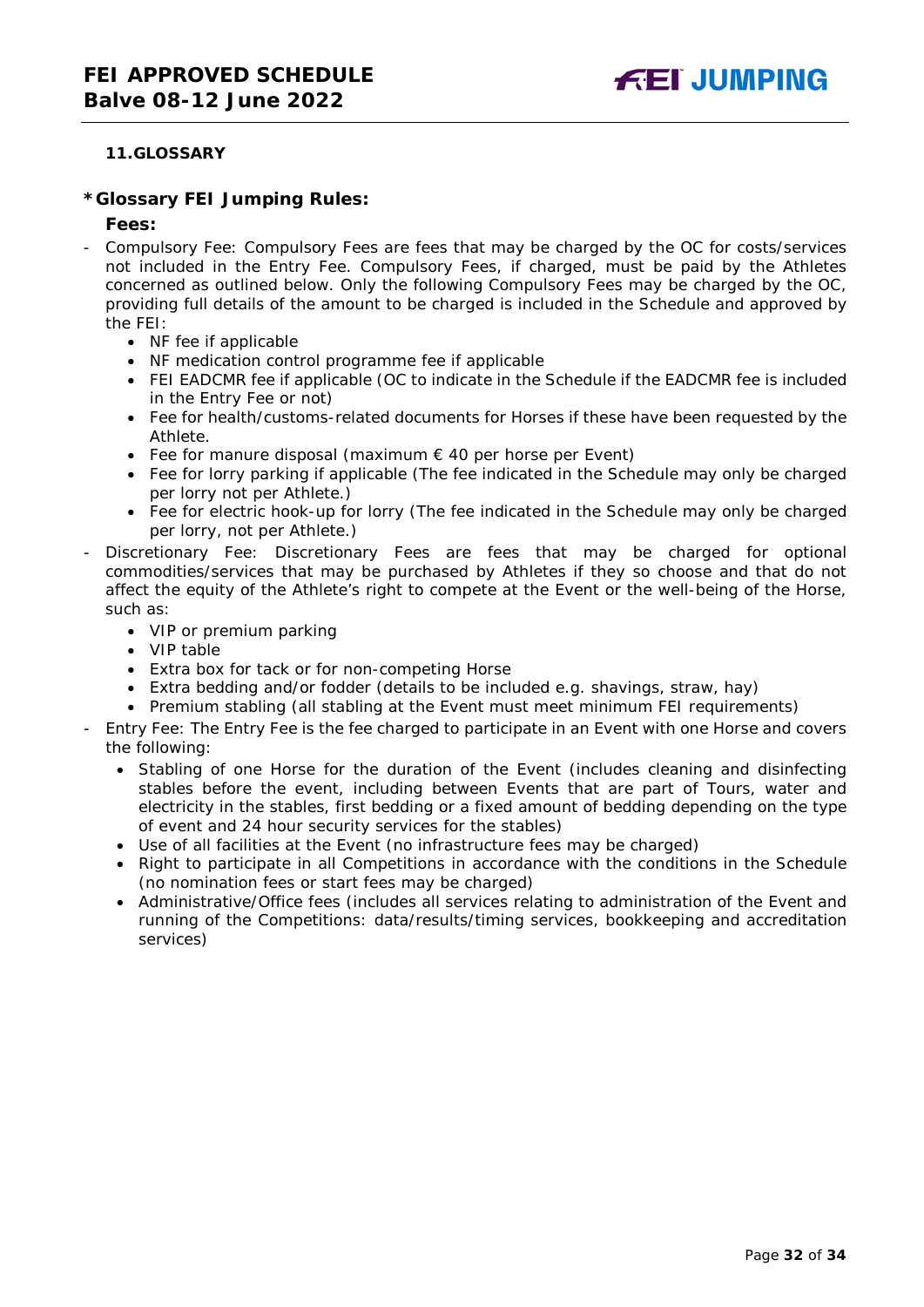## 11. GLOSSARY

### * Glossary FEI Jumping Rules:

**Fees:**

- Compulsory Fee: Compulsory Fees are fees that may be charged by the OC for costs/services not included in the Entry Fee. Compulsory Fees, if charged, must be paid by the Athletes concerned as outlined below. Only the following Compulsory Fees may be charged by the OC, providing full details of the amount to be charged is included in the Schedule and approved by the FEI:
  - NF fee if applicable
  - NF medication control programme fee if applicable
  - FEI EADCMR fee if applicable (OC to indicate in the Schedule if the EADCMR fee is included in the Entry Fee or not)
  - Fee for health/customs-related documents for Horses if these have been requested by the Athlete.
  - Fee for manure disposal (maximum € 40 per horse per Event)
  - Fee for lorry parking if applicable (The fee indicated in the Schedule may only be charged per lorry not per Athlete.)
  - Fee for electric hook-up for lorry (The fee indicated in the Schedule may only be charged per lorry, not per Athlete.)
- Discretionary Fee: Discretionary Fees are fees that may be charged for optional commodities/services that may be purchased by Athletes if they so choose and that do not affect the equity of the Athlete's right to compete at the Event or the well-being of the Horse, such as:
  - VIP or premium parking
  - VIP table
  - Extra box for tack or for non-competing Horse
  - Extra bedding and/or fodder (details to be included e.g. shavings, straw, hay)
  - Premium stabling (all stabling at the Event must meet minimum FEI requirements)
- Entry Fee: The Entry Fee is the fee charged to participate in an Event with one Horse and covers the following:
  - Stabling of one Horse for the duration of the Event (includes cleaning and disinfecting stables before the event, including between Events that are part of Tours, water and electricity in the stables, first bedding or a fixed amount of bedding depending on the type of event and 24 hour security services for the stables)
  - Use of all facilities at the Event (no infrastructure fees may be charged)
  - Right to participate in all Competitions in accordance with the conditions in the Schedule (no nomination fees or start fees may be charged)
  - Administrative/Office fees (includes all services relating to administration of the Event and running of the Competitions: data/results/timing services, bookkeeping and accreditation services)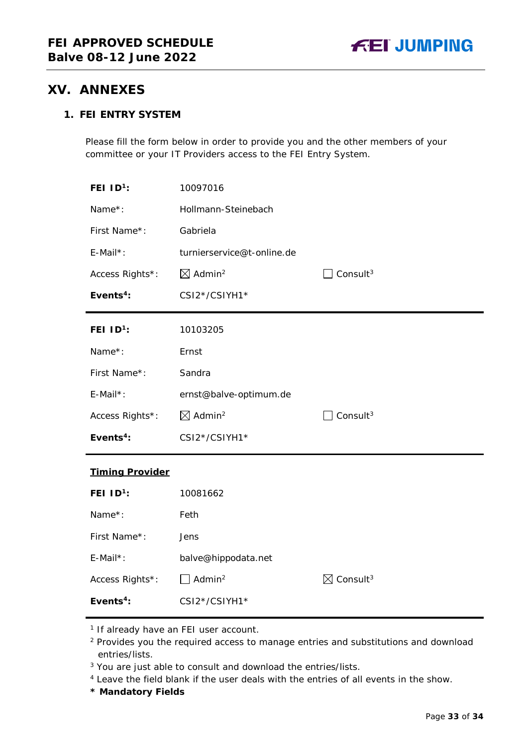## XV. ANNEXES

### 1. FEI ENTRY SYSTEM

Please fill the form below in order to provide you and the other members of your committee or your IT Providers access to the FEI Entry System.

| | | |
|---|---|---|
| **FEI ID[1]:** | 10097016 | |
| Name*: | Hollmann-Steinebach | |
| First Name*: | Gabriela | |
| E-Mail*: | turnierservice@t-online.de | |
| Access Rights*: | ☒ Admin[2] | ☐ Consult[3] |
| **Events[4]:** | CSI2*/CSIYH1* | |

| | | |
|---|---|---|
| **FEI ID[1]:** | 10103205 | |
| Name*: | Ernst | |
| First Name*: | Sandra | |
| E-Mail*: | ernst@balve-optimum.de | |
| Access Rights*: | ☒ Admin[2] | ☐ Consult[3] |
| **Events[4]:** | CSI2*/CSIYH1* | |

**Timing Provider**

| | | |
|---|---|---|
| **FEI ID[1]:** | 10081662 | |
| Name*: | Feth | |
| First Name*: | Jens | |
| E-Mail*: | balve@hippodata.net | |
| Access Rights*: | ☐ Admin[2] | ☒ Consult[3] |
| **Events[4]:** | CSI2*/CSIYH1* | |

[1] If already have an FEI user account.
[2] Provides you the required access to manage entries and substitutions and download entries/lists.
[3] You are just able to consult and download the entries/lists.
[4] Leave the field blank if the user deals with the entries of all events in the show.
**\* Mandatory Fields**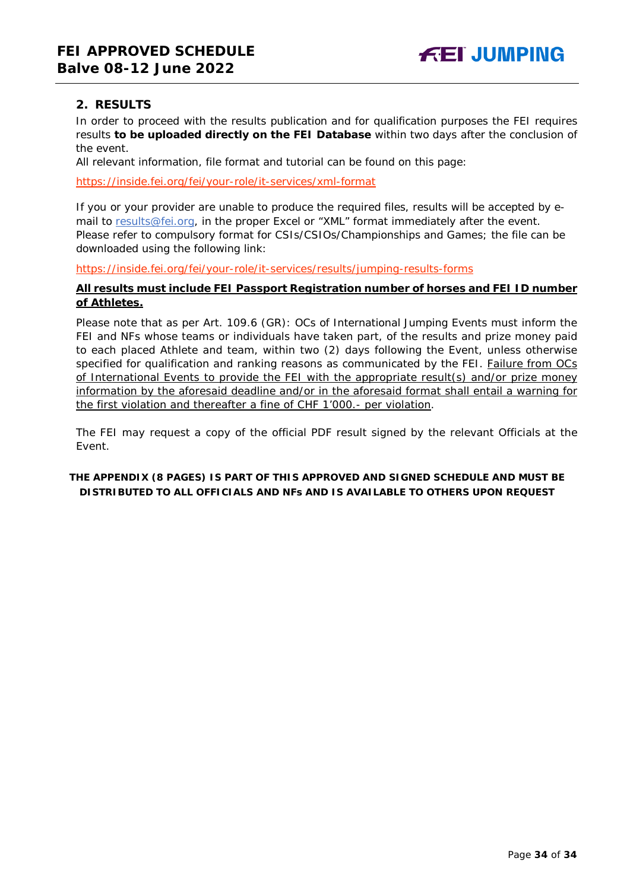## 2. RESULTS

In order to proceed with the results publication and for qualification purposes the FEI requires results **to be uploaded directly on the FEI Database** within two days after the conclusion of the event.

All relevant information, file format and tutorial can be found on this page:

https://inside.fei.org/fei/your-role/it-services/xml-format

If you or your provider are unable to produce the required files, results will be accepted by e-mail to results@fei.org, in the proper Excel or "XML" format immediately after the event. Please refer to compulsory format for CSIs/CSIOs/Championships and Games; the file can be downloaded using the following link:

https://inside.fei.org/fei/your-role/it-services/results/jumping-results-forms

**All results must include FEI Passport Registration number of horses and FEI ID number of Athletes.**

Please note that as per Art. 109.6 (GR): OCs of International Jumping Events must inform the FEI and NFs whose teams or individuals have taken part, of the results and prize money paid to each placed Athlete and team, within two (2) days following the Event, unless otherwise specified for qualification and ranking reasons as communicated by the FEI. Failure from OCs of International Events to provide the FEI with the appropriate result(s) and/or prize money information by the aforesaid deadline and/or in the aforesaid format shall entail a warning for the first violation and thereafter a fine of CHF 1'000.- per violation.

The FEI may request a copy of the official PDF result signed by the relevant Officials at the Event.

**THE APPENDIX (8 PAGES) IS PART OF THIS APPROVED AND SIGNED SCHEDULE AND MUST BE DISTRIBUTED TO ALL OFFICIALS AND NFs AND IS AVAILABLE TO OTHERS UPON REQUEST**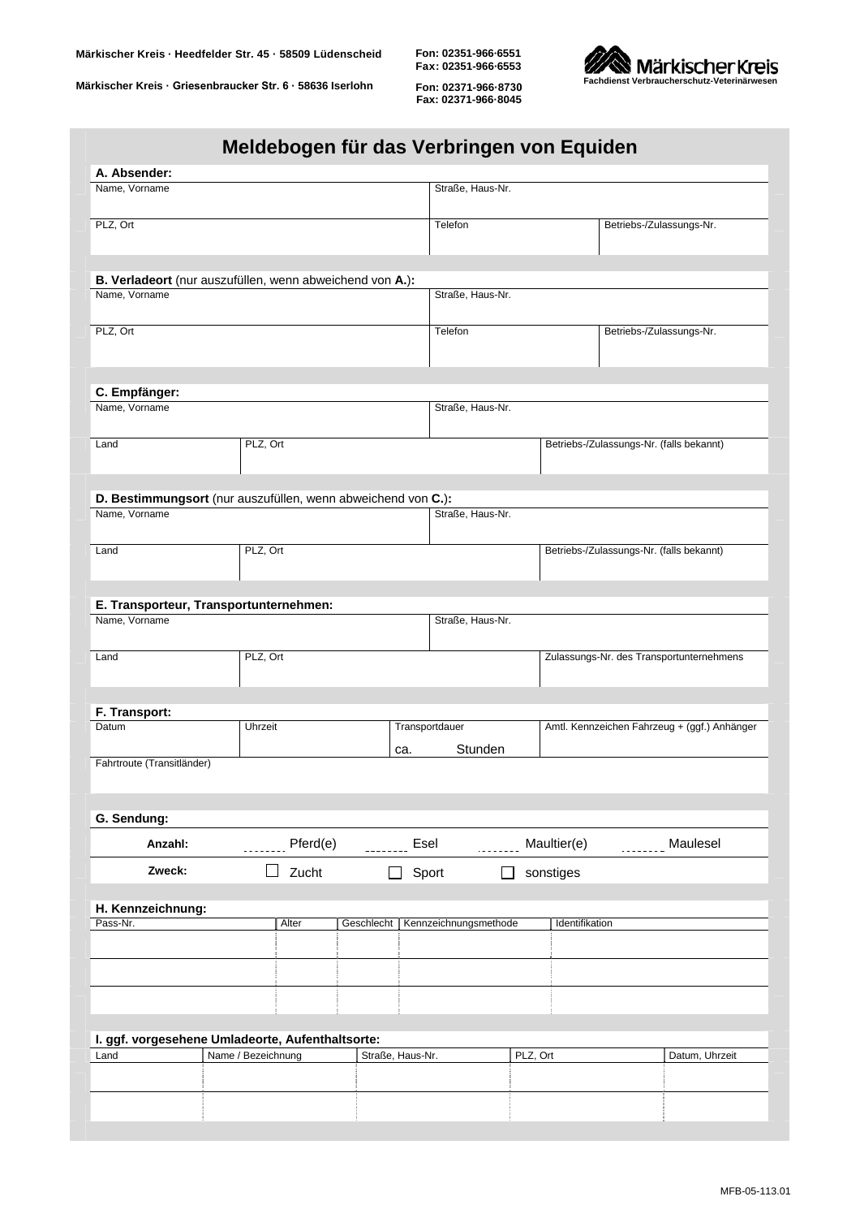Märkischer Kreis · Heedfelder Str. 45 · 58509 Lüdenscheid

Fon: 02351-966·6551
Fax: 02351-966·6553

Märkischer Kreis · Griesenbraucker Str. 6 · 58636 Iserlohn

Fon: 02371-966·8730
Fax: 02371-966·8045

Märkischer Kreis
Fachdienst Verbraucherschutz-Veterinärwesen

# Meldebogen für das Verbringen von Equiden

## A. Absender:

| | | |
|---|---|---|
| Name, Vorname | Straße, Haus-Nr. | |
| PLZ, Ort | Telefon | Betriebs-/Zulassungs-Nr. |

## B. Verladeort (nur auszufüllen, wenn abweichend von A.):

| | | |
|---|---|---|
| Name, Vorname | Straße, Haus-Nr. | |
| PLZ, Ort | Telefon | Betriebs-/Zulassungs-Nr. |

## C. Empfänger:

| | | |
|---|---|---|
| Name, Vorname | | Straße, Haus-Nr. |
| Land | PLZ, Ort | Betriebs-/Zulassungs-Nr. (falls bekannt) |

## D. Bestimmungsort (nur auszufüllen, wenn abweichend von C.):

| | | |
|---|---|---|
| Name, Vorname | | Straße, Haus-Nr. |
| Land | PLZ, Ort | Betriebs-/Zulassungs-Nr. (falls bekannt) |

## E. Transporteur, Transportunternehmen:

| | | |
|---|---|---|
| Name, Vorname | | Straße, Haus-Nr. |
| Land | PLZ, Ort | Zulassungs-Nr. des Transportunternehmens |

## F. Transport:

| | | | |
|---|---|---|---|
| Datum | Uhrzeit | Transportdauer<br>ca. Stunden | Amtl. Kennzeichen Fahrzeug + (ggf.) Anhänger |
| Fahrtroute (Transitländer) | | | |

## G. Sendung:

**Anzahl:** ______ Pferd(e) ______ Esel ______ Maultier(e) ______ Maulesel

**Zweck:** ☐ Zucht ☐ Sport ☐ sonstiges

## H. Kennzeichnung:

| Pass-Nr. | Alter | Geschlecht | Kennzeichnungsmethode | Identifikation |
|---|---|---|---|---|
| | | | | |
| | | | | |
| | | | | |

## I. ggf. vorgesehene Umladeorte, Aufenthaltsorte:

| Land | Name / Bezeichnung | Straße, Haus-Nr. | PLZ, Ort | Datum, Uhrzeit |
|---|---|---|---|---|
| | | | | |
| | | | | |

MFB-05-113.01